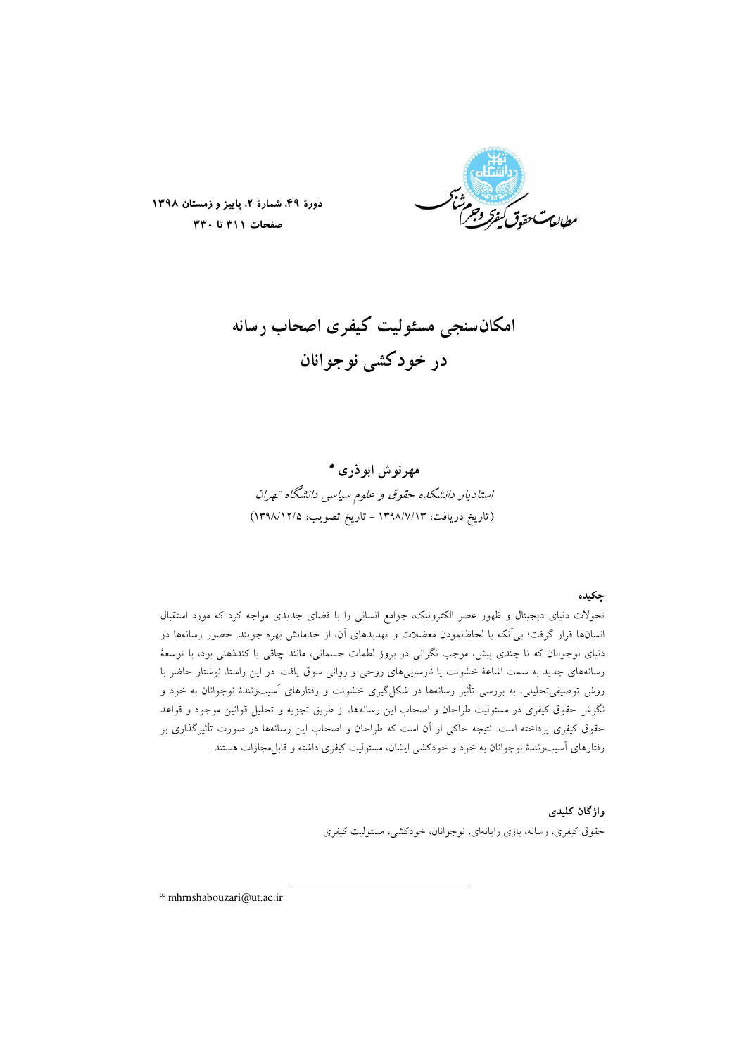# امکان‌سنجی مسئولیت کیفری اصحاب رسانه در خودکشی نوجوانان

**مهرنوش ابوذری** *

*استادیار دانشکده حقوق و علوم سیاسی دانشگاه تهران*

(تاریخ دریافت: ۱۳۹۸/۷/۱۳ - تاریخ تصویب: ۱۳۹۸/۱۲/۵)

## چکیده

تحولات دنیای دیجیتال و ظهور عصر الکترونیک، جوامع انسانی را با فضای جدیدی مواجه کرد که مورد استقبال انسان‌ها قرار گرفت؛ بی‌آنکه با لحاظ‌نمودن معضلات و تهدیدهای آن، از خدماتش بهره جویند. حضور رسانه‌ها در دنیای نوجوانان که تا چندی پیش، موجب نگرانی در بروز لطمات جسمانی، مانند چاقی یا کندذهنی بود، با توسعهٔ رسانه‌های جدید به سمت اشاعهٔ خشونت یا نارسایی‌های روحی و روانی سوق یافت. در این راستا، نوشتار حاضر با روش توصیفی‌تحلیلی، به بررسی تأثیر رسانه‌ها در شکل‌گیری خشونت و رفتارهای آسیب‌زنندهٔ نوجوانان به خود و نگرش حقوق کیفری در مسئولیت طراحان و اصحاب این رسانه‌ها، از طریق تجزیه و تحلیل قوانین موجود و قواعد حقوق کیفری پرداخته است. نتیجه حاکی از آن است که طراحان و اصحاب این رسانه‌ها در صورت تأثیرگذاری بر رفتارهای آسیب‌زنندهٔ نوجوانان به خود و خودکشی ایشان، مسئولیت کیفری داشته و قابل‌مجازات هستند.

## واژگان کلیدی

حقوق کیفری، رسانه، بازی رایانه‌ای، نوجوانان، خودکشی، مسئولیت کیفری

---

* mhrnshabouzari@ut.ac.ir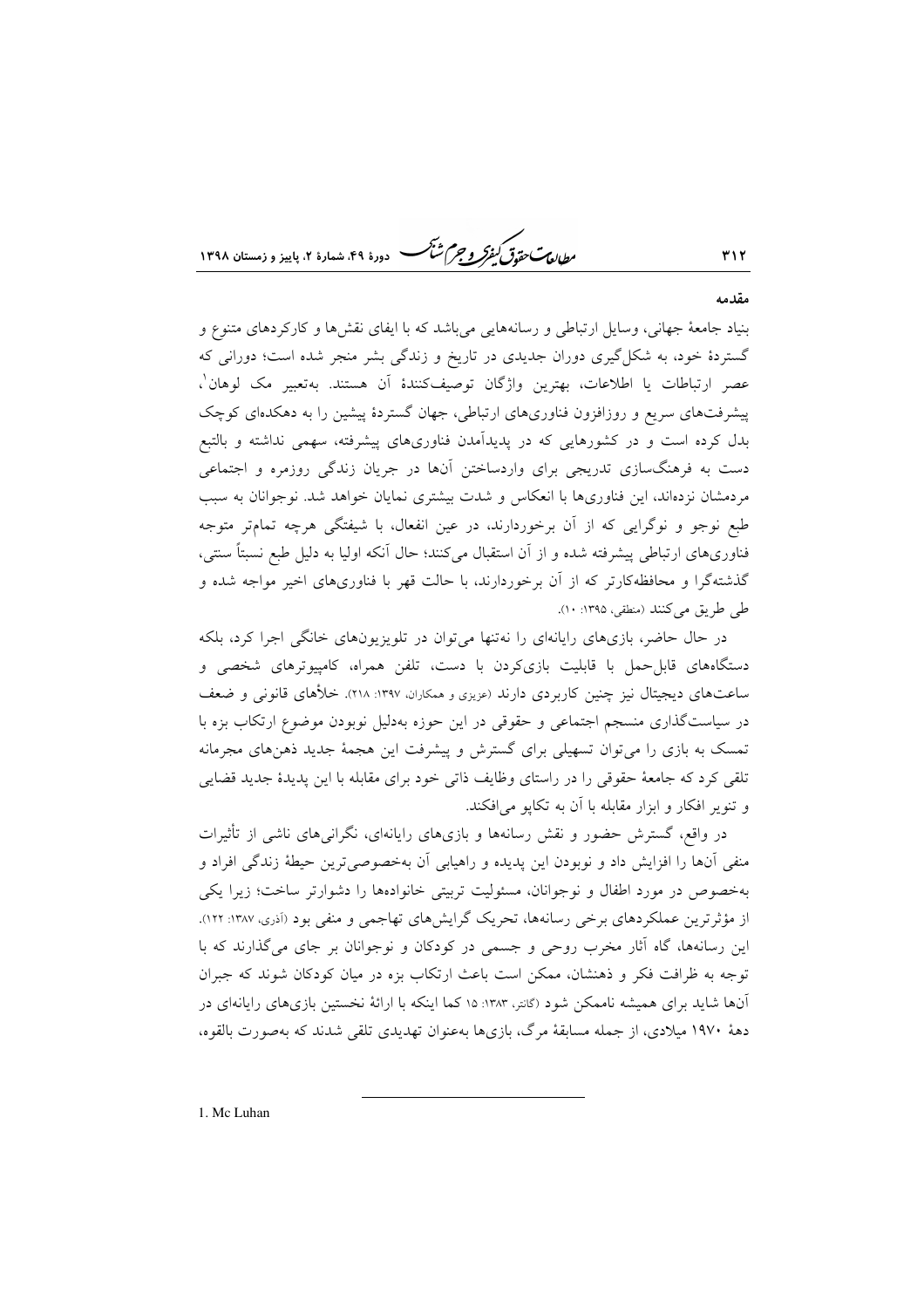## مقدمه

بنیاد جامعهٔ جهانی، وسایل ارتباطی و رسانه‌هایی می‌باشد که با ایفای نقش‌ها و کارکردهای متنوع و گستردهٔ خود، به شکل‌گیری دوران جدیدی در تاریخ و زندگی بشر منجر شده است؛ دورانی که عصر ارتباطات یا اطلاعات، بهترین واژگان توصیف‌کنندهٔ آن هستند. به‌تعبیر مک لوهان[1]، پیشرفت‌های سریع و روزافزون فناوری‌های ارتباطی، جهان گستردهٔ پیشین را به دهکده‌ای کوچک بدل کرده است و در کشورهایی که در پدیدآمدن فناوری‌های پیشرفته، سهمی نداشته و بالتبع دست به فرهنگ‌سازی تدریجی برای واردساختن آن‌ها در جریان زندگی روزمره و اجتماعی مردمشان نزده‌اند، این فناوری‌ها با انعکاس و شدت بیشتری نمایان خواهد شد. نوجوانان به سبب طبع نوجو و نوگرایی که از آن برخوردارند، در عین انفعال، با شیفتگی هرچه تمام‌تر متوجه فناوری‌های ارتباطی پیشرفته شده و از آن استقبال می‌کنند؛ حال آنکه اولیا به دلیل طبع نسبتاً سنتی، گذشته‌گرا و محافظه‌کارتر که از آن برخوردارند، با حالت قهر با فناوری‌های اخیر مواجه شده و طی طریق می‌کنند (منطقی، ۱۳۹۵: ۱۰).

در حال حاضر، بازی‌های رایانه‌ای را نه‌تنها می‌توان در تلویزیون‌های خانگی اجرا کرد، بلکه دستگاه‌های قابل‌حمل با قابلیت بازی‌کردن با دست، تلفن همراه، کامپیوترهای شخصی و ساعت‌های دیجیتال نیز چنین کاربردی دارند (عزیزی و همکاران، ۱۳۹۷: ۲۱۸). خلأهای قانونی و ضعف در سیاست‌گذاری منسجم اجتماعی و حقوقی در این حوزه به‌دلیل نوبودن موضوع ارتکاب بزه با تمسک به بازی را می‌توان تسهیلی برای گسترش و پیشرفت این هجمهٔ جدید ذهن‌های مجرمانه تلقی کرد که جامعهٔ حقوقی را در راستای وظایف ذاتی خود برای مقابله با این پدیدهٔ جدید قضایی و تنویر افکار و ابزار مقابله با آن به تکاپو می‌افکند.

در واقع، گسترش حضور و نقش رسانه‌ها و بازی‌های رایانه‌ای، نگرانی‌های ناشی از تأثیرات منفی آن‌ها را افزایش داد و نوبودن این پدیده و راهیابی آن به‌خصوصی‌ترین حیطهٔ زندگی افراد و به‌خصوص در مورد اطفال و نوجوانان، مسئولیت تربیتی خانواده‌ها را دشوارتر ساخت؛ زیرا یکی از مؤثرترین عملکردهای برخی رسانه‌ها، تحریک گرایش‌های تهاجمی و منفی بود (آذری، ۱۳۸۷: ۱۲۲). این رسانه‌ها، گاه آثار مخرب روحی و جسمی در کودکان و نوجوانان بر جای می‌گذارند که با توجه به ظرافت فکر و ذهنشان، ممکن است باعث ارتکاب بزه در میان کودکان شوند که جبران آن‌ها شاید برای همیشه ناممکن شود (گانتر، ۱۳۸۳: ۱۵ کما اینکه با ارائهٔ نخستین بازی‌های رایانه‌ای در دههٔ ۱۹۷۰ میلادی، از جمله مسابقهٔ مرگ، بازی‌ها به‌عنوان تهدیدی تلقی شدند که به‌صورت بالقوه،

---

1. Mc Luhan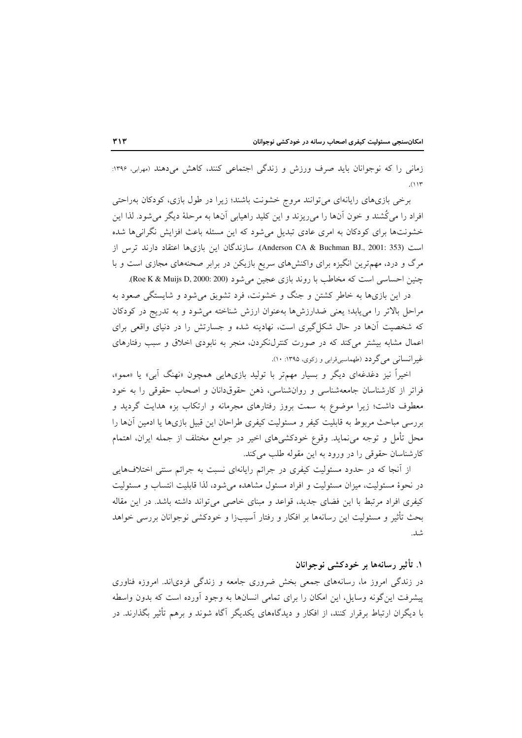زمانی را که نوجوانان باید صرف ورزش و زندگی اجتماعی کنند، کاهش می‌دهند (مهرابی، ۱۳۹۶: ۱۱۳).

برخی بازی‌های رایانه‌ای می‌توانند مروج خشونت باشند؛ زیرا در طول بازی، کودکان به‌راحتی افراد را می‌کُشند و خون آن‌ها را می‌ریزند و این کلید راهیابی آن‌ها به مرحلهٔ دیگر می‌شود. لذا این خشونت‌ها برای کودکان به امری عادی تبدیل می‌شود که این مسئله باعث افزایش نگرانی‌ها شده است (Anderson CA & Buchman BJ., 2001: 353). سازندگان این بازی‌ها اعتقاد دارند ترس از مرگ و درد، مهم‌ترین انگیزه برای واکنش‌های سریع بازیکن در برابر صحنه‌های مجازی است و با چنین احساسی است که مخاطب با روند بازی عجین می‌شود (Roe K & Muijs D, 2000: 200).

در این بازی‌ها به خاطر کشتن و جنگ و خشونت، فرد تشویق می‌شود و شایستگی صعود به مراحل بالاتر را می‌یابد؛ یعنی ضدارزش‌ها به‌عنوان ارزش شناخته می‌شود و به تدریج در کودکان که شخصیت آن‌ها در حال شکل‌گیری است، نهادینه شده و جسارتش را در دنیای واقعی برای اعمال مشابه بیشتر می‌کند که در صورت کنترل‌نکردن، منجر به نابودی اخلاق و سبب رفتارهای غیرانسانی می‌گردد (طهماسبی‌قرابی و زکوی، ۱۳۹۵: ۱۰).

اخیراً نیز دغدغه‌ای دیگر و بسیار مهم‌تر با تولید بازی‌هایی همچون «نهنگ آبی» یا «ممو»، فراتر از کارشناسان جامعه‌شناسی و روان‌شناسی، ذهن حقوق‌دانان و اصحاب حقوقی را به خود معطوف داشت؛ زیرا موضوع به سمت بروز رفتارهای مجرمانه و ارتکاب بزه هدایت گردید و بررسی مباحث مربوط به قابلیت کیفر و مسئولیت کیفری طراحان این قبیل بازی‌ها یا ادمین آن‌ها را محل تأمل و توجه می‌نماید. وقوع خودکشی‌های اخیر در جوامع مختلف از جمله ایران، اهتمام کارشناسان حقوقی را در ورود به این مقوله طلب می‌کند.

از آنجا که در حدود مسئولیت کیفری در جرائم رایانه‌ای نسبت به جرائم سنتی اختلاف‌هایی در نحوهٔ مسئولیت، میزان مسئولیت و افراد مسئول مشاهده می‌شود، لذا قابلیت انتساب و مسئولیت کیفری افراد مرتبط با این فضای جدید، قواعد و مبنای خاصی می‌تواند داشته باشد. در این مقاله بحث تأثیر و مسئولیت این رسانه‌ها بر افکار و رفتار آسیب‌زا و خودکشی نوجوانان بررسی خواهد شد.

## ۱. تأثیر رسانه‌ها بر خودکشی نوجوانان

در زندگی امروز ما، رسانه‌های جمعی بخش ضروری جامعه و زندگی فردی‌اند. امروزه فناوری پیشرفت این‌گونه وسایل، این امکان را برای تمامی انسان‌ها به وجود آورده است که بدون واسطه با دیگران ارتباط برقرار کنند، از افکار و دیدگاه‌های یکدیگر آگاه شوند و برهم تأثیر بگذارند. در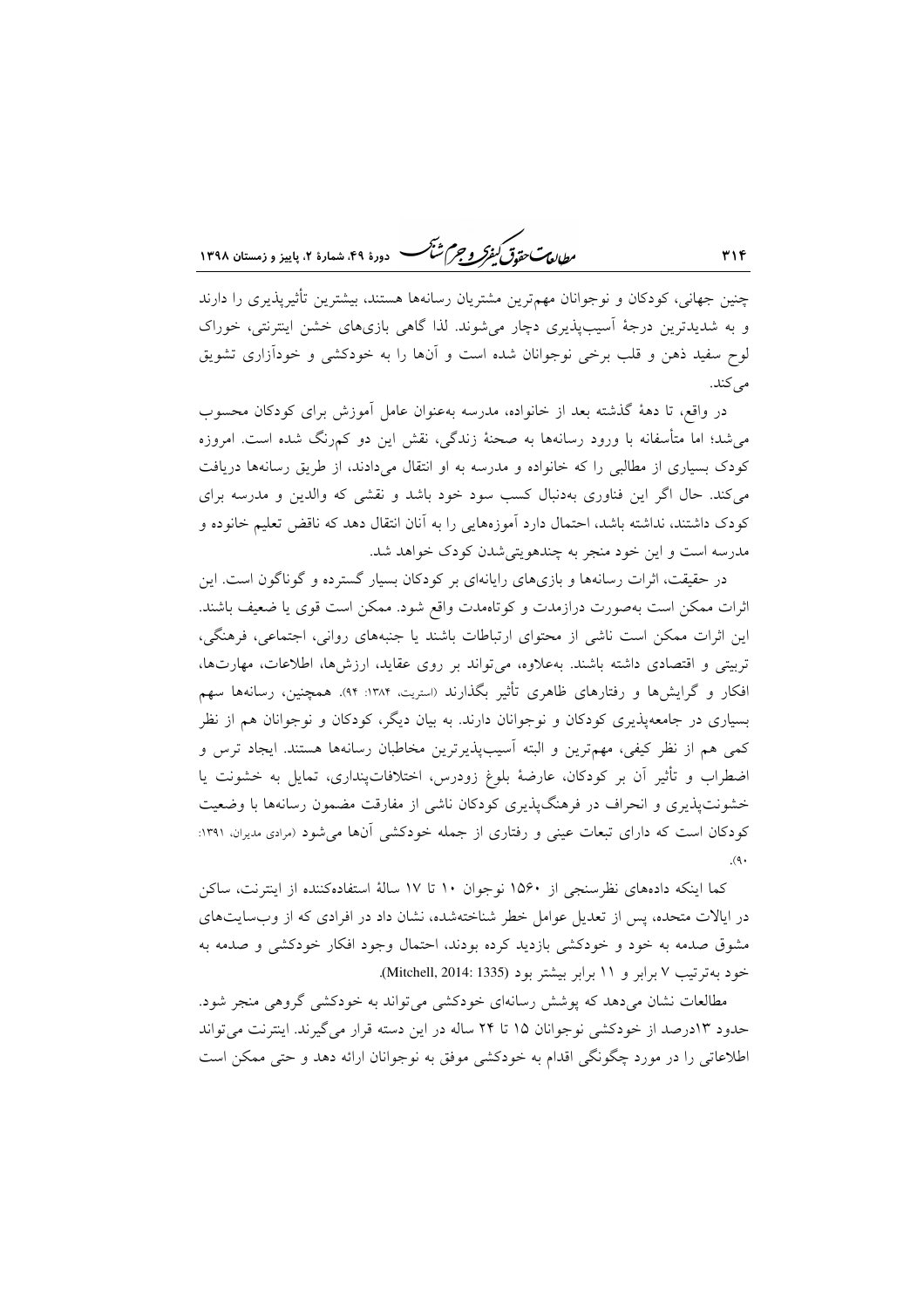چنین جهانی، کودکان و نوجوانان مهم‌ترین مشتریان رسانه‌ها هستند، بیشترین تأثیرپذیری را دارند و به شدیدترین درجهٔ آسیب‌پذیری دچار می‌شوند. لذا گاهی بازی‌های خشن اینترنتی، خوراک لوح سفید ذهن و قلب برخی نوجوانان شده است و آن‌ها را به خودکشی و خودآزاری تشویق می‌کند.

در واقع، تا دههٔ گذشته بعد از خانواده، مدرسه به‌عنوان عامل آموزش برای کودکان محسوب می‌شد؛ اما متأسفانه با ورود رسانه‌ها به صحنهٔ زندگی، نقش این دو کم‌رنگ شده است. امروزه کودک بسیاری از مطالبی را که خانواده و مدرسه به او انتقال می‌دادند، از طریق رسانه‌ها دریافت می‌کند. حال اگر این فناوری به‌دنبال کسب سود خود باشد و نقشی که والدین و مدرسه برای کودک داشتند، نداشته باشد، احتمال دارد آموزه‌هایی را به آنان انتقال دهد که ناقض تعلیم خانوده و مدرسه است و این خود منجر به چندهویتی‌شدن کودک خواهد شد.

در حقیقت، اثرات رسانه‌ها و بازی‌های رایانه‌ای بر کودکان بسیار گسترده و گوناگون است. این اثرات ممکن است به‌صورت درازمدت و کوتاه‌مدت واقع شود. ممکن است قوی یا ضعیف باشند. این اثرات ممکن است ناشی از محتوای ارتباطات باشند یا جنبه‌های روانی، اجتماعی، فرهنگی، تربیتی و اقتصادی داشته باشند. به‌علاوه، می‌تواند بر روی عقاید، ارزش‌ها، اطلاعات، مهارت‌ها، افکار و گرایش‌ها و رفتارهای ظاهری تأثیر بگذارند (استریت، ۱۳۸۴: ۹۴). همچنین، رسانه‌ها سهم بسیاری در جامعه‌پذیری کودکان و نوجوانان دارند. به بیان دیگر، کودکان و نوجوانان هم از نظر کمی هم از نظر کیفی، مهم‌ترین و البته آسیب‌پذیرترین مخاطبان رسانه‌ها هستند. ایجاد ترس و اضطراب و تأثیر آن بر کودکان، عارضهٔ بلوغ زودرس، اختلافات‌پنداری، تمایل به خشونت یا خشونت‌پذیری و انحراف در فرهنگ‌پذیری کودکان ناشی از مفارقت مضمون رسانه‌ها با وضعیت کودکان است که دارای تبعات عینی و رفتاری از جمله خودکشی آن‌ها می‌شود (مرادی مدیران، ۱۳۹۱: ۹۰).

کما اینکه داده‌های نظرسنجی از ۱۵۶۰ نوجوان ۱۰ تا ۱۷ سالهٔ استفاده‌کننده از اینترنت، ساکن در ایالات متحده، پس از تعدیل عوامل خطر شناخته‌شده، نشان داد در افرادی که از وب‌سایت‌های مشوق صدمه به خود و خودکشی بازدید کرده بودند، احتمال وجود افکار خودکشی و صدمه به خود به‌ترتیب ۷ برابر و ۱۱ برابر بیشتر بود (Mitchell, 2014: 1335).

مطالعات نشان می‌دهد که پوشش رسانه‌ای خودکشی می‌تواند به خودکشی گروهی منجر شود. حدود ۱۳درصد از خودکشی نوجوانان ۱۵ تا ۲۴ ساله در این دسته قرار می‌گیرند. اینترنت می‌تواند اطلاعاتی را در مورد چگونگی اقدام به خودکشی موفق به نوجوانان ارائه دهد و حتی ممکن است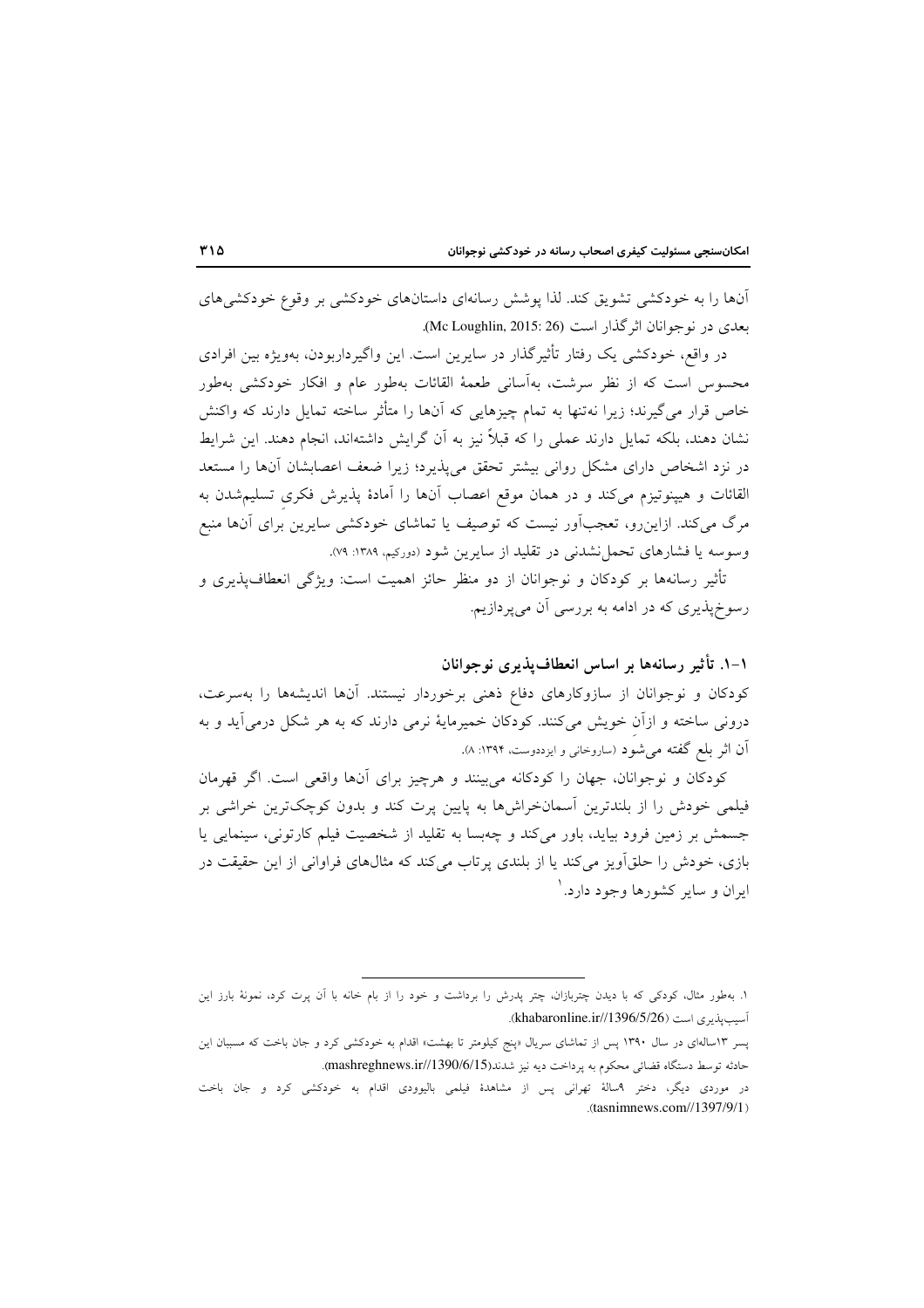آن‌ها را به خودکشی تشویق کند. لذا پوشش رسانه‌ای داستان‌های خودکشی بر وقوع خودکشی‌های بعدی در نوجوانان اثرگذار است (Mc Loughlin, 2015: 26).

در واقع، خودکشی یک رفتار تأثیرگذار در سایرین است. این واگیرداربودن، به‌ویژه بین افرادی محسوس است که از نظر سرشت، به‌آسانی طعمهٔ القائات به‌طور عام و افکار خودکشی به‌طور خاص قرار می‌گیرند؛ زیرا نه‌تنها به تمام چیزهایی که آن‌ها را متأثر ساخته تمایل دارند که واکنش نشان دهند، بلکه تمایل دارند عملی را که قبلاً نیز به آن گرایش داشته‌اند، انجام دهند. این شرایط در نزد اشخاص دارای مشکل روانی بیشتر تحقق می‌پذیرد؛ زیرا ضعف اعصابشان آن‌ها را مستعد القائات و هیپنوتیزم می‌کند و در همان موقع اعصاب آن‌ها را آمادهٔ پذیرش فکریِ تسلیم‌شدن به مرگ می‌کند. ازاین‌رو، تعجب‌آور نیست که توصیف یا تماشای خودکشی سایرین برای آن‌ها منبع وسوسه یا فشارهای تحمل‌نشدنی در تقلید از سایرین شود (دورکیم، ۱۳۸۹: ۷۹).

تأثیر رسانه‌ها بر کودکان و نوجوانان از دو منظر حائز اهمیت است: ویژگی انعطاف‌پذیری و رسوخ‌پذیری که در ادامه به بررسی آن می‌پردازیم.

### ۱-۱. تأثیر رسانه‌ها بر اساس انعطاف‌پذیری نوجوانان

کودکان و نوجوانان از سازوکارهای دفاع ذهنی برخوردار نیستند. آن‌ها اندیشه‌ها را به‌سرعت، درونی ساخته و ازآنِ خویش می‌کنند. کودکان خمیرمایهٔ نرمی دارند که به هر شکل درمی‌آید و به آن اثر بلع گفته می‌شود (ساروخانی و ایزددوست، ۱۳۹۴: ۸).

کودکان و نوجوانان، جهان را کودکانه می‌بینند و هرچیز برای آن‌ها واقعی است. اگر قهرمان فیلمی خودش را از بلندترین آسمان‌خراش‌ها به پایین پرت کند و بدون کوچک‌ترین خراشی بر جسمش بر زمین فرود بیاید، باور می‌کند و چه‌بسا به تقلید از شخصیت فیلم کارتونی، سینمایی یا بازی، خودش را حلق‌آویز می‌کند یا از بلندی پرتاب می‌کند که مثال‌های فراوانی از این حقیقت در ایران و سایر کشورها وجود دارد.[۱]

---

۱. به‌طور مثال، کودکی که با دیدن چتربازان، چتر پدرش را برداشت و خود را از بام خانه با آن پرت کرد، نمونهٔ بارز این آسیب‌پذیری است (khabaronline.ir//1396/5/26).

پسر ۱۳ساله‌ای در سال ۱۳۹۰ پس از تماشای سریال «پنج کیلومتر تا بهشت» اقدام به خودکشی کرد و جان باخت که مسببان این حادثه توسط دستگاه قضائی محکوم به پرداخت دیه نیز شدند(mashreghnews.ir//1390/6/15).

در موردی دیگر، دختر ۹سالهٔ تهرانی پس از مشاهدهٔ فیلمی بالیوودی اقدام به خودکشی کرد و جان باخت (tasnimnews.com//1397/9/1).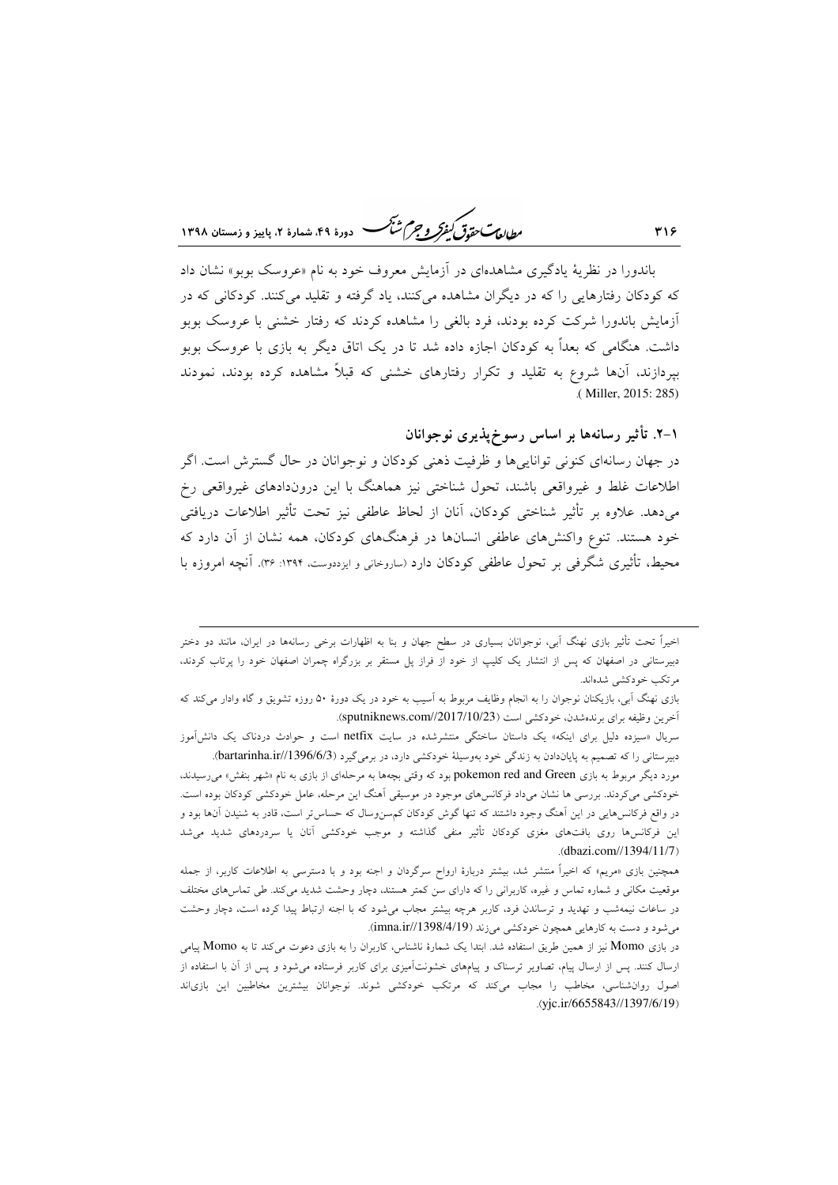باندورا در نظریهٔ یادگیری مشاهده‌ای در آزمایش معروف خود به نام «عروسک بوبو» نشان داد که کودکان رفتارهایی را که در دیگران مشاهده می‌کنند، یاد گرفته و تقلید می‌کنند. کودکانی که در آزمایش باندورا شرکت کرده بودند، فرد بالغی را مشاهده کردند که رفتار خشنی با عروسک بوبو داشت. هنگامی که بعداً به کودکان اجازه داده شد تا در یک اتاق دیگر به بازی با عروسک بوبو بپردازند، آن‌ها شروع به تقلید و تکرار رفتارهای خشنی که قبلاً مشاهده کرده بودند، نمودند (Miller, 2015: 285).

## ۲-۱. تأثیر رسانه‌ها بر اساس رسوخ‌پذیری نوجوانان

در جهان رسانه‌ای کنونی توانایی‌ها و ظرفیت ذهنی کودکان و نوجوانان در حال گسترش است. اگر اطلاعات غلط و غیرواقعی باشند، تحول شناختی نیز هماهنگ با این درون‌دادهای غیرواقعی رخ می‌دهد. علاوه بر تأثیر شناختی کودکان، آنان از لحاظ عاطفی نیز تحت تأثیر اطلاعات دریافتی خود هستند. تنوع واکنش‌های عاطفی انسان‌ها در فرهنگ‌های کودکان، همه نشان از آن دارد که محیط، تأثیری شگرفی بر تحول عاطفی کودکان دارد (ساروخانی و ایزددوست، ۱۳۹۴: ۳۶). آنچه امروزه با

---

اخیراً تحت تأثیر بازی نهنگ آبی، نوجوانان بسیاری در سطح جهان و بنا به اظهارات برخی رسانه‌ها در ایران، مانند دو دختر دبیرستانی در اصفهان که پس از انتشار یک کلیپ از خود از فراز پل مستقر بر بزرگراه چمران اصفهان خود را پرتاب کردند، مرتکب خودکشی شده‌اند.

بازی نهنگ آبی، بازیکنان نوجوان را به انجام وظایف مربوط به آسیب به خود در یک دورهٔ ۵۰ روزه تشویق و گاه وادار می‌کند که آخرین وظیفه برای برنده‌شدن، خودکشی است (sputniknews.com//2017/10/23).

سریال «سیزده دلیل برای اینکه» یک داستان ساختگی منتشرشده در سایت netfix است و حوادث دردناک یک دانش‌آموز دبیرستانی را که تصمیم به پایان‌دادن به زندگی خود به‌وسیلهٔ خودکشی دارد، در برمی‌گیرد (bartarinha.ir//1396/6/3).

مورد دیگر مربوط به بازی pokemon red and Green بود که وقتی بچه‌ها به مرحله‌ای از بازی به نام «شهر بنفش» می‌رسیدند، خودکشی می‌کردند. بررسی ها نشان می‌داد فرکانس‌های موجود در موسیقی آهنگ این مرحله، عامل خودکشی کودکان بوده است. در واقع فرکانس‌هایی در این آهنگ وجود داشتند که تنها گوش کودکان کم‌سن‌وسال که حساس‌تر است، قادر به شنیدن آن‌ها بود و این فرکانس‌ها روی بافت‌های مغزی کودکان تأثیر منفی گذاشته و موجب خودکشی آنان یا سردردهای شدید می‌شد (dbazi.com//1394/11/7).

همچنین بازی «مریم» که اخیراً منتشر شد، بیشتر دربارهٔ ارواح سرگردان و اجنه بود و با دسترسی به اطلاعات کاربر، از جمله موقعیت مکانی و شماره تماس و غیره، کاربرانی را که دارای سن کمتر هستند، دچار وحشت شدید می‌کند. طی تماس‌های مختلف در ساعات نیمه‌شب و تهدید و ترساندن فرد، کاربر هرچه بیشتر مجاب می‌شود که با اجنه ارتباط پیدا کرده است، دچار وحشت می‌شود و دست به کارهایی همچون خودکشی می‌زند (imna.ir//1398/4/19).

در بازی Momo نیز از همین طریق استفاده شد. ابتدا یک شمارهٔ ناشناس، کاربران را به بازی دعوت می‌کند تا به Momo پیامی ارسال کنند. پس از ارسال پیام، تصاویر ترسناک و پیام‌های خشونت‌آمیزی برای کاربر فرستاده می‌شود و پس از آن با استفاده از اصول روان‌شناسی، مخاطب را مجاب می‌کند که مرتکب خودکشی شوند. نوجوانان بیشترین مخاطبین این بازی‌اند (yjc.ir/6655843//1397/6/19).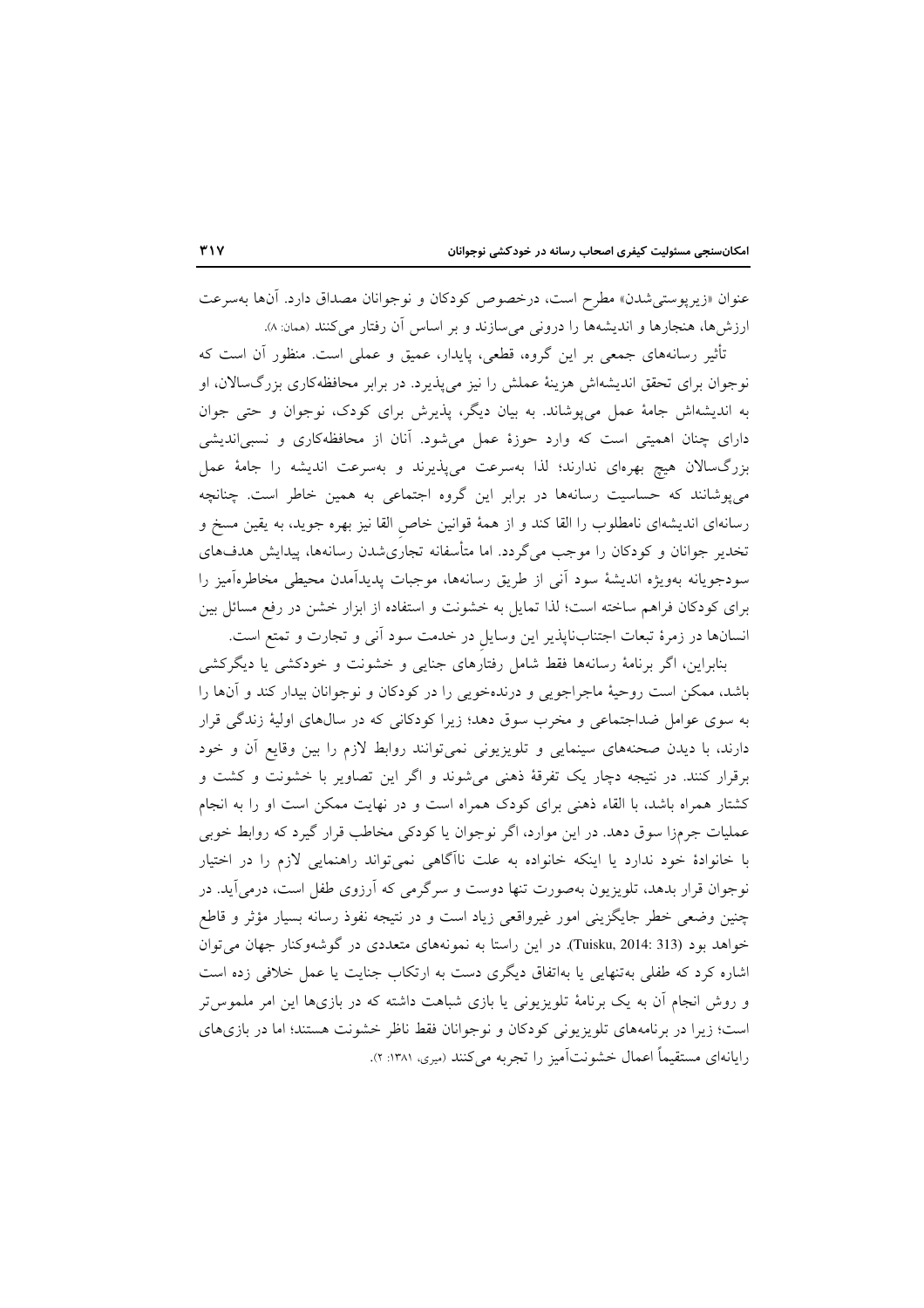عنوان «زیرپوستی‌شدن» مطرح است، درخصوص کودکان و نوجوانان مصداق دارد. آن‌ها به‌سرعت ارزش‌ها، هنجارها و اندیشه‌ها را درونی می‌سازند و بر اساس آن رفتار می‌کنند (همان: ۸).

تأثیر رسانه‌های جمعی بر این گروه، قطعی، پایدار، عمیق و عملی است. منظور آن است که نوجوان برای تحقق اندیشه‌اش هزینهٔ عملش را نیز می‌پذیرد. در برابر محافظه‌کاری بزرگ‌سالان، او به اندیشه‌اش جامهٔ عمل می‌پوشاند. به بیان دیگر، پذیرش برای کودک، نوجوان و حتی جوان دارای چنان اهمیتی است که وارد حوزهٔ عمل می‌شود. آنان از محافظه‌کاری و نسبی‌اندیشی بزرگ‌سالان هیچ بهره‌ای ندارند؛ لذا به‌سرعت می‌پذیرند و به‌سرعت اندیشه را جامهٔ عمل می‌پوشانند که حساسیت رسانه‌ها در برابر این گروه اجتماعی به همین خاطر است. چنانچه رسانه‌ای اندیشه‌ای نامطلوب را القا کند و از همهٔ قوانین خاصِ القا نیز بهره جوید، به یقین مسخ و تخدیر جوانان و کودکان را موجب می‌گردد. اما متأسفانه تجاری‌شدن رسانه‌ها، پیدایش هدف‌های سودجویانه به‌ویژه اندیشهٔ سود آنی از طریق رسانه‌ها، موجبات پدیدآمدن محیطی مخاطره‌آمیز را برای کودکان فراهم ساخته است؛ لذا تمایل به خشونت و استفاده از ابزار خشن در رفع مسائل بین انسان‌ها در زمرهٔ تبعات اجتناب‌ناپذیر این وسایلِ در خدمت سود آنی و تجارت و تمتع است.

بنابراین، اگر برنامهٔ رسانه‌ها فقط شامل رفتارهای جنایی و خشونت و خودکشی یا دیگرکشی باشد، ممکن است روحیهٔ ماجراجویی و درنده‌خویی را در کودکان و نوجوانان بیدار کند و آن‌ها را به سوی عوامل ضداجتماعی و مخرب سوق دهد؛ زیرا کودکانی که در سال‌های اولیهٔ زندگی قرار دارند، با دیدن صحنه‌های سینمایی و تلویزیونی نمی‌توانند روابط لازم را بین وقایع آن و خود برقرار کنند. در نتیجه دچار یک تفرقهٔ ذهنی می‌شوند و اگر این تصاویر با خشونت و کشت و کشتار همراه باشد، با القاء ذهنی برای کودک همراه است و در نهایت ممکن است او را به انجام عملیات جرم‌زا سوق دهد. در این موارد، اگر نوجوان یا کودکی مخاطب قرار گیرد که روابط خوبی با خانوادهٔ خود ندارد یا اینکه خانواده به علت ناآگاهی نمی‌تواند راهنمایی لازم را در اختیار نوجوان قرار بدهد، تلویزیون به‌صورت تنها دوست و سرگرمی که آرزوی طفل است، درمی‌آید. در چنین وضعی خطر جایگزینی امور غیرواقعی زیاد است و در نتیجه نفوذ رسانه بسیار مؤثر و قاطع خواهد بود (Tuisku, 2014: 313). در این راستا به نمونه‌های متعددی در گوشه‌وکنار جهان می‌توان اشاره کرد که طفلی به‌تنهایی یا به‌اتفاق دیگری دست به ارتکاب جنایت یا عمل خلافی زده است و روش انجام آن به یک برنامهٔ تلویزیونی یا بازی شباهت داشته که در بازی‌ها این امر ملموس‌تر است؛ زیرا در برنامه‌های تلویزیونی کودکان و نوجوانان فقط ناظر خشونت هستند؛ اما در بازی‌های رایانه‌ای مستقیماً اعمال خشونت‌آمیز را تجربه می‌کنند (میری، ۱۳۸۱: ۲).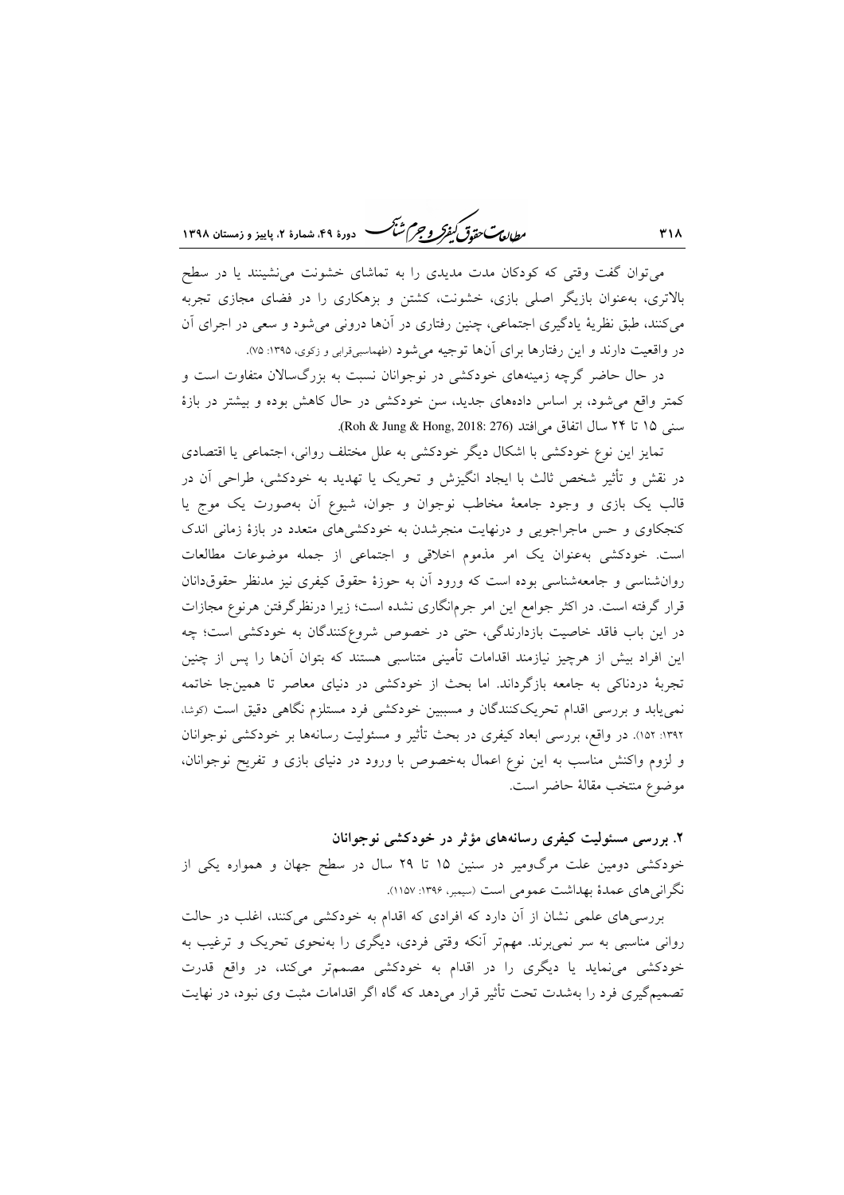می‌توان گفت وقتی که کودکان مدت مدیدی را به تماشای خشونت می‌نشینند یا در سطح بالاتری، به‌عنوان بازیگر اصلی بازی، خشونت، کشتن و بزهکاری را در فضای مجازی تجربه می‌کنند، طبق نظریهٔ یادگیری اجتماعی، چنین رفتاری در آن‌ها درونی می‌شود و سعی در اجرای آن در واقعیت دارند و این رفتارها برای آن‌ها توجیه می‌شود (طهماسبی‌قرابی و زکوی، ۱۳۹۵: ۷۵).

در حال حاضر گرچه زمینه‌های خودکشی در نوجوانان نسبت به بزرگ‌سالان متفاوت است و کمتر واقع می‌شود، بر اساس داده‌های جدید، سن خودکشی در حال کاهش بوده و بیشتر در بازهٔ سنی ۱۵ تا ۲۴ سال اتفاق می‌افتد (Roh & Jung & Hong, 2018: 276).

تمایز این نوع خودکشی با اشکال دیگر خودکشی به علل مختلف روانی، اجتماعی یا اقتصادی در نقش و تأثیر شخص ثالث با ایجاد انگیزش و تحریک یا تهدید به خودکشی، طراحی آن در قالب یک بازی و وجود جامعهٔ مخاطب نوجوان و جوان، شیوع آن به‌صورت یک موج یا کنجکاوی و حس ماجراجویی و درنهایت منجرشدن به خودکشی‌های متعدد در بازهٔ زمانی اندک است. خودکشی به‌عنوان یک امر مذموم اخلاقی و اجتماعی از جمله موضوعات مطالعات روان‌شناسی و جامعه‌شناسی بوده است که ورود آن به حوزهٔ حقوق کیفری نیز مدنظر حقوق‌دانان قرار گرفته است. در اکثر جوامع این امر جرم‌انگاری نشده است؛ زیرا درنظرگرفتن هرنوع مجازات در این باب فاقد خاصیت بازدارندگی، حتی در خصوص شروع‌کنندگان به خودکشی است؛ چه این افراد بیش از هرچیز نیازمند اقدامات تأمینی متناسبی هستند که بتوان آن‌ها را پس از چنین تجربهٔ دردناکی به جامعه بازگرداند. اما بحث از خودکشی در دنیای معاصر تا همین‌جا خاتمه نمی‌یابد و بررسی اقدام تحریک‌کنندگان و مسببین خودکشی فرد مستلزم نگاهی دقیق است (کوشا، ۱۳۹۲: ۱۵۲). در واقع، بررسی ابعاد کیفری در بحث تأثیر و مسئولیت رسانه‌ها بر خودکشی نوجوانان و لزوم واکنش مناسب به این نوع اعمال به‌خصوص با ورود در دنیای بازی و تفریح نوجوانان، موضوع منتخب مقالهٔ حاضر است.

## ۲. بررسی مسئولیت کیفری رسانه‌های مؤثر در خودکشی نوجوانان

خودکشی دومین علت مرگ‌ومیر در سنین ۱۵ تا ۲۹ سال در سطح جهان و همواره یکی از نگرانی‌های عمدهٔ بهداشت عمومی است (سیمبر، ۱۳۹۶: ۱۱۵۷).

بررسی‌های علمی نشان از آن دارد که افرادی که اقدام به خودکشی می‌کنند، اغلب در حالت روانی مناسبی به سر نمی‌برند. مهم‌تر آنکه وقتی فردی، دیگری را به‌نحوی تحریک و ترغیب به خودکشی می‌نماید یا دیگری را در اقدام به خودکشی مصمم‌تر می‌کند، در واقع قدرت تصمیم‌گیری فرد را به‌شدت تحت تأثیر قرار می‌دهد که گاه اگر اقدامات مثبت وی نبود، در نهایت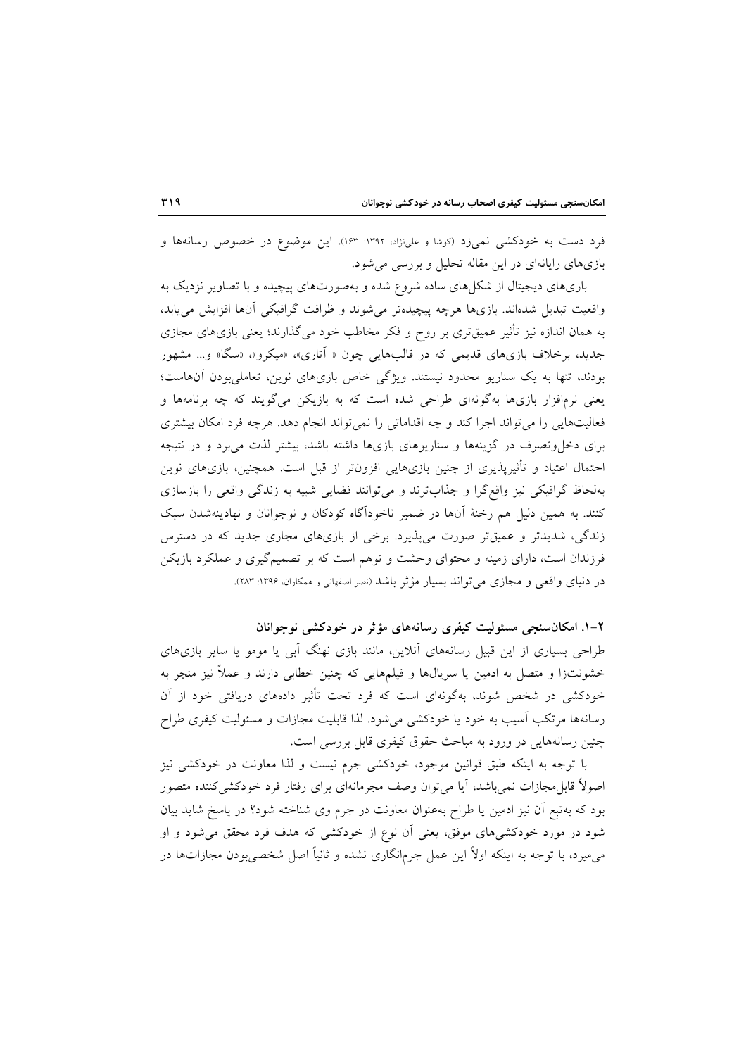فرد دست به خودکشی نمی‌زد (کوشا و علی‌نژاد، ۱۳۹۲: ۱۶۳). این موضوع در خصوص رسانه‌ها و بازی‌های رایانه‌ای در این مقاله تحلیل و بررسی می‌شود.

بازی‌های دیجیتال از شکل‌های ساده شروع شده و به‌صورت‌های پیچیده و با تصاویر نزدیک به واقعیت تبدیل شده‌اند. بازی‌ها هرچه پیچیده‌تر می‌شوند و ظرافت گرافیکی آن‌ها افزایش می‌یابد، به همان اندازه نیز تأثیر عمیق‌تری بر روح و فکر مخاطب خود می‌گذارند؛ یعنی بازی‌های مجازی جدید، برخلاف بازی‌های قدیمی که در قالب‌هایی چون « آتاری»، «میکرو»، «سگا» و... مشهور بودند، تنها به یک سناریو محدود نیستند. ویژگی خاص بازی‌های نوین، تعاملی‌بودن آن‌هاست؛ یعنی نرم‌افزار بازی‌ها به‌گونه‌ای طراحی شده است که به بازیکن می‌گویند که چه برنامه‌ها و فعالیت‌هایی را می‌تواند اجرا کند و چه اقداماتی را نمی‌تواند انجام دهد. هرچه فرد امکان بیشتری برای دخل‌وتصرف در گزینه‌ها و سناریوهای بازی‌ها داشته باشد، بیشتر لذت می‌برد و در نتیجه احتمال اعتیاد و تأثیرپذیری از چنین بازی‌هایی افزون‌تر از قبل است. همچنین، بازی‌های نوین به‌لحاظ گرافیکی نیز واقع‌گرا و جذاب‌ترند و می‌توانند فضایی شبیه به زندگی واقعی را بازسازی کنند. به همین دلیل هم رخنهٔ آن‌ها در ضمیر ناخودآگاه کودکان و نوجوانان و نهادینه‌شدن سبک زندگی، شدیدتر و عمیق‌تر صورت می‌پذیرد. برخی از بازی‌های مجازی جدید که در دسترس فرزندان است، دارای زمینه و محتوای وحشت و توهم است که بر تصمیم‌گیری و عملکرد بازیکن در دنیای واقعی و مجازی می‌تواند بسیار مؤثر باشد (نصر اصفهانی و همکاران، ۱۳۹۶: ۲۸۳).

### ۲-۱. امکان‌سنجی مسئولیت کیفری رسانه‌های مؤثر در خودکشی نوجوانان

طراحی بسیاری از این قبیل رسانه‌های آنلاین، مانند بازی نهنگ آبی یا مومو یا سایر بازی‌های خشونت‌زا و متصل به ادمین یا سریال‌ها و فیلم‌هایی که چنین خطابی دارند و عملاً نیز منجر به خودکشی در شخص شوند، به‌گونه‌ای است که فرد تحت تأثیر داده‌های دریافتی خود از آن رسانه‌ها مرتکب آسیب به خود یا خودکشی می‌شود. لذا قابلیت مجازات و مسئولیت کیفری طراح چنین رسانه‌هایی در ورود به مباحث حقوق کیفری قابل بررسی است.

با توجه به اینکه طبق قوانین موجود، خودکشی جرم نیست و لذا معاونت در خودکشی نیز اصولاً قابل‌مجازات نمی‌باشد، آیا می‌توان وصف مجرمانه‌ای برای رفتار فرد خودکشی‌کننده متصور بود که به‌تبع آن نیز ادمین یا طراح به‌عنوان معاونت در جرم وی شناخته شود؟ در پاسخ شاید بیان شود در مورد خودکشی‌های موفق، یعنی آن نوع از خودکشی که هدف فرد محقق می‌شود و او می‌میرد، با توجه به اینکه اولاً این عمل جرم‌انگاری نشده و ثانیاً اصل شخصی‌بودن مجازات‌ها در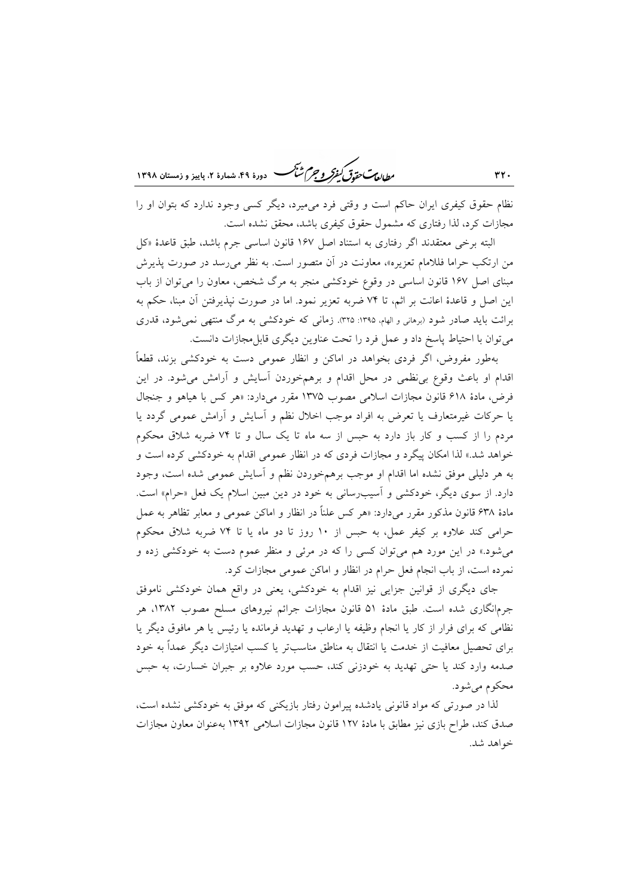نظام حقوق کیفری ایران حاکم است و وقتی فرد می‌میرد، دیگر کسی وجود ندارد که بتوان او را مجازات کرد، لذا رفتاری که مشمول حقوق کیفری باشد، محقق نشده است.

البته برخی معتقدند اگر رفتاری به استناد اصل ۱۶۷ قانون اساسی جرم باشد، طبق قاعدهٔ «کل من ارتکب حراما فللامام تعزیره»، معاونت در آن متصور است. به نظر می‌رسد در صورت پذیرش مبنای اصل ۱۶۷ قانون اساسی در وقوع خودکشی منجر به مرگ شخص، معاون را می‌توان از باب این اصل و قاعدهٔ اعانت بر اثم، تا ۷۴ ضربه تعزیر نمود. اما در صورت نپذیرفتن آن مبنا، حکم به برائت باید صادر شود (برهانی و الهام، ۱۳۹۵: ۳۲۵). زمانی که خودکشی به مرگ منتهی نمی‌شود، قدری می‌توان با احتیاط پاسخ داد و عمل فرد را تحت عناوین دیگری قابل‌مجازات دانست.

به‌طور مفروض، اگر فردی بخواهد در اماکن و انظار عمومی دست به خودکشی بزند، قطعاً اقدام او باعث وقوع بی‌نظمی در محل اقدام و برهم‌خوردن آسایش و آرامش می‌شود. در این فرض، مادهٔ ۶۱۸ قانون مجازات اسلامی مصوب ۱۳۷۵ مقرر می‌دارد: «هر کس با هیاهو و جنجال یا حرکات غیرمتعارف یا تعرض به افراد موجب اخلال نظم و آسایش و آرامش عمومی گردد یا مردم را از کسب و کار باز دارد به حبس از سه ماه تا یک سال و تا ۷۴ ضربه شلاق محکوم خواهد شد.» لذا امکان پیگرد و مجازات فردی که در انظار عمومی اقدام به خودکشی کرده است و به هر دلیلی موفق نشده اما اقدام او موجب برهم‌خوردن نظم و آسایش عمومی شده است، وجود دارد. از سوی دیگر، خودکشی و آسیب‌رسانی به خود در دین مبین اسلام یک فعل «حرام» است. مادهٔ ۶۳۸ قانون مذکور مقرر می‌دارد: «هر کس علناً در انظار و اماکن عمومی و معابر تظاهر به عمل حرامی کند علاوه بر کیفر عمل، به حبس از ۱۰ روز تا دو ماه یا تا ۷۴ ضربه شلاق محکوم می‌شود.» در این مورد هم می‌توان کسی را که در مرئی و منظر عموم دست به خودکشی زده و نمرده است، از باب انجام فعل حرام در انظار و اماکن عمومی مجازات کرد.

جای دیگری از قوانین جزایی نیز اقدام به خودکشی، یعنی در واقع همان خودکشی ناموفق جرم‌انگاری شده است. طبق مادهٔ ۵۱ قانون مجازات جرائم نیروهای مسلح مصوب ۱۳۸۲، هر نظامی که برای فرار از کار یا انجام وظیفه یا ارعاب و تهدید فرمانده یا رئیس یا هر مافوق دیگر یا برای تحصیل معافیت از خدمت یا انتقال به مناطق مناسب‌تر یا کسب امتیازات دیگر عمداً به خود صدمه وارد کند یا حتی تهدید به خودزنی کند، حسب مورد علاوه بر جبران خسارت، به حبس محکوم می‌شود.

لذا در صورتی که مواد قانونی یادشده پیرامون رفتار بازیکنی که موفق به خودکشی نشده است، صدق کند، طراح بازی نیز مطابق با مادهٔ ۱۲۷ قانون مجازات اسلامی ۱۳۹۲ به‌عنوان معاون مجازات خواهد شد.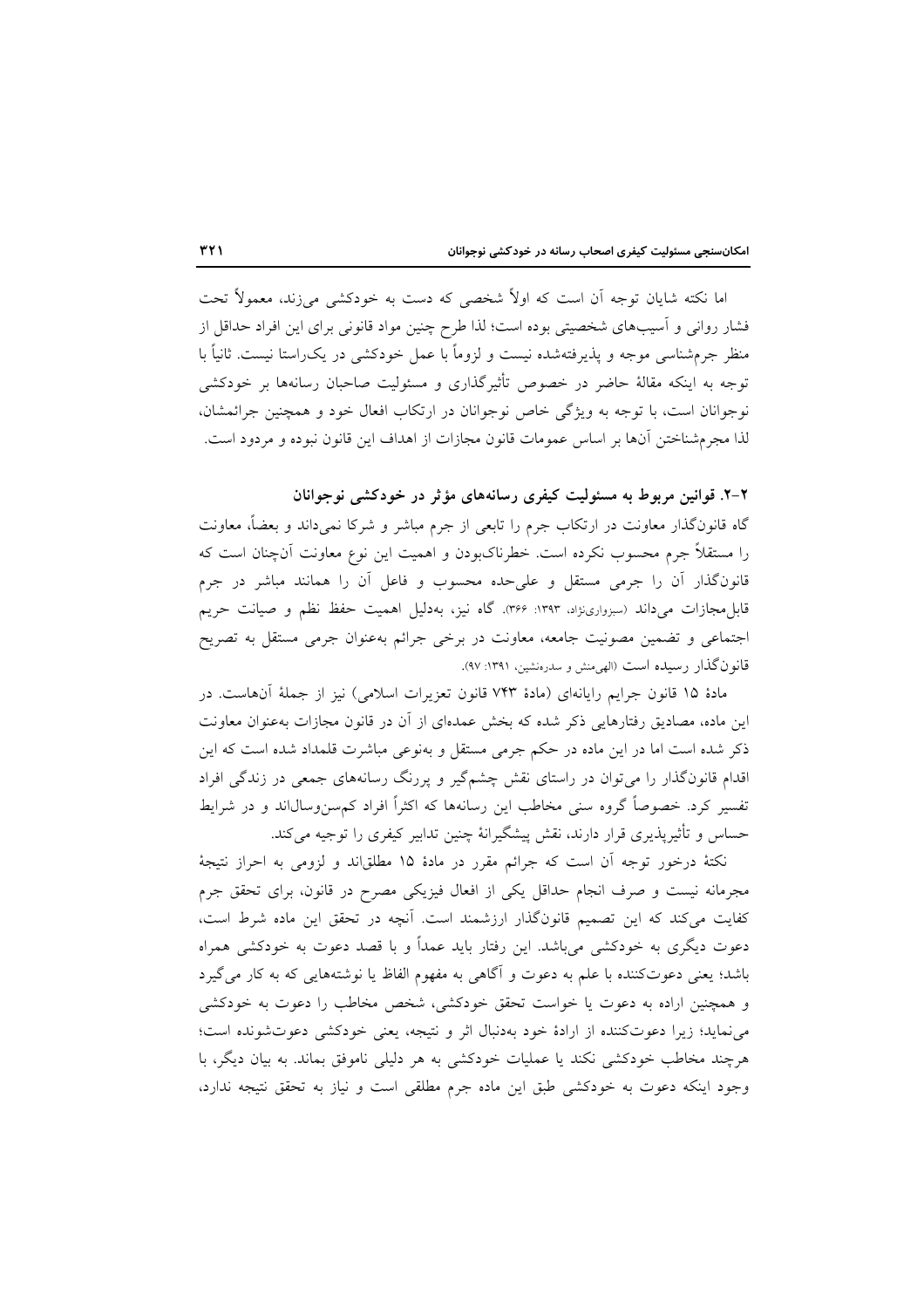اما نکته شایان توجه آن است که اولاً شخصی که دست به خودکشی می‌زند، معمولاً تحت فشار روانی و آسیب‌های شخصیتی بوده است؛ لذا طرح چنین مواد قانونی برای این افراد حداقل از منظر جرم‌شناسی موجه و پذیرفته‌شده نیست و لزوماً با عمل خودکشی در یک‌راستا نیست. ثانیاً با توجه به اینکه مقالهٔ حاضر در خصوص تأثیرگذاری و مسئولیت صاحبان رسانه‌ها بر خودکشی نوجوانان است، با توجه به ویژگی خاص نوجوانان در ارتکاب افعال خود و همچنین جرائمشان، لذا مجرم‌شناختن آن‌ها بر اساس عمومات قانون مجازات از اهداف این قانون نبوده و مردود است.

## ۲-۲. قوانین مربوط به مسئولیت کیفری رسانه‌های مؤثر در خودکشی نوجوانان

گاه قانون‌گذار معاونت در ارتکاب جرم را تابعی از جرم مباشر و شرکا نمی‌داند و بعضاً، معاونت را مستقلاً جرم محسوب نکرده است. خطرناک‌بودن و اهمیت این نوع معاونت آن‌چنان است که قانون‌گذار آن را جرمی مستقل و علی‌حده محسوب و فاعل آن را همانند مباشر در جرم قابل‌مجازات می‌داند (سبزواری‌نژاد، ۱۳۹۳: ۳۶۶). گاه نیز، به‌دلیل اهمیت حفظ نظم و صیانت حریم اجتماعی و تضمین مصونیت جامعه، معاونت در برخی جرائم به‌عنوان جرمی مستقل به تصریح قانون‌گذار رسیده است (الهی‌منش و سدره‌نشین، ۱۳۹۱: ۹۷).

مادهٔ ۱۵ قانون جرایم رایانه‌ای (مادهٔ ۷۴۳ قانون تعزیرات اسلامی) نیز از جملهٔ آن‌هاست. در این ماده، مصادیق رفتارهایی ذکر شده که بخش عمده‌ای از آن در قانون مجازات به‌عنوان معاونت ذکر شده است اما در این ماده در حکم جرمی مستقل و به‌نوعی مباشرت قلمداد شده است که این اقدام قانون‌گذار را می‌توان در راستای نقش چشم‌گیر و پررنگ رسانه‌های جمعی در زندگی افراد تفسیر کرد. خصوصاً گروه سنی مخاطب این رسانه‌ها که اکثراً افراد کم‌سن‌وسال‌اند و در شرایط حساس و تأثیرپذیری قرار دارند، نقش پیشگیرانهٔ چنین تدابیر کیفری را توجیه می‌کند.

نکتهٔ درخور توجه آن است که جرائم مقرر در مادهٔ ۱۵ مطلق‌اند و لزومی به احراز نتیجهٔ مجرمانه نیست و صرف انجام حداقل یکی از افعال فیزیکی مصرح در قانون، برای تحقق جرم کفایت می‌کند که این تصمیم قانون‌گذار ارزشمند است. آنچه در تحقق این ماده شرط است، دعوت دیگری به خودکشی می‌باشد. این رفتار باید عمداً و با قصد دعوت به خودکشی همراه باشد؛ یعنی دعوت‌کننده با علم به دعوت و آگاهی به مفهوم الفاظ یا نوشته‌هایی که به کار می‌گیرد و همچنین اراده به دعوت یا خواست تحقق خودکشی، شخص مخاطب را دعوت به خودکشی می‌نماید؛ زیرا دعوت‌کننده از ارادهٔ خود به‌دنبال اثر و نتیجه، یعنی خودکشی دعوت‌شونده است؛ هرچند مخاطب خودکشی نکند یا عملیات خودکشی به هر دلیلی ناموفق بماند. به بیان دیگر، با وجود اینکه دعوت به خودکشی طبق این ماده جرم مطلقی است و نیاز به تحقق نتیجه ندارد،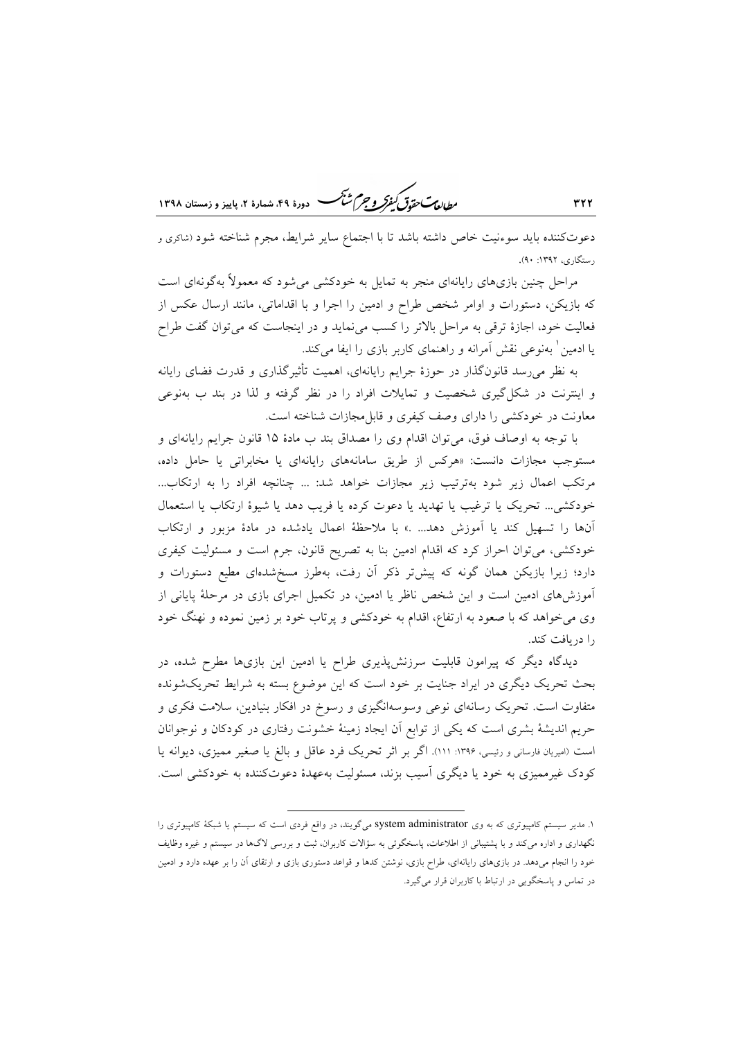دعوت‌کننده باید سوءنیت خاص داشته باشد تا با اجتماع سایر شرایط، مجرم شناخته شود (شاکری و رستگاری، ۱۳۹۲: ۹۰).

مراحل چنین بازی‌های رایانه‌ای منجر به تمایل به خودکشی می‌شود که معمولاً به‌گونه‌ای است که بازیکن، دستورات و اوامر شخص طراح و ادمین را اجرا و با اقداماتی، مانند ارسال عکس از فعالیت خود، اجازهٔ ترقی به مراحل بالاتر را کسب می‌نماید و در اینجاست که می‌توان گفت طراح یا ادمین[1] به‌نوعی نقش آمرانه و راهنمای کاربر بازی را ایفا می‌کند.

به نظر می‌رسد قانونگذار در حوزهٔ جرایم رایانه‌ای، اهمیت تأثیرگذاری و قدرت فضای رایانه و اینترنت در شکل‌گیری شخصیت و تمایلات افراد را در نظر گرفته و لذا در بند ب به‌نوعی معاونت در خودکشی را دارای وصف کیفری و قابل‌مجازات شناخته است.

با توجه به اوصاف فوق، می‌توان اقدام وی را مصداق بند ب مادهٔ ۱۵ قانون جرایم رایانه‌ای و مستوجب مجازات دانست: «هرکس از طریق سامانه‌های رایانه‌ای یا مخابراتی یا حامل داده، مرتکب اعمال زیر شود به‌ترتیب زیر مجازات خواهد شد: ... چنانچه افراد را به ارتکاب... خودکشی... تحریک یا ترغیب یا تهدید یا دعوت کرده یا فریب دهد یا شیوهٔ ارتکاب یا استعمال آن‌ها را تسهیل کند یا آموزش دهد... .» با ملاحظهٔ اعمال یادشده در مادهٔ مزبور و ارتکاب خودکشی، می‌توان احراز کرد که اقدام ادمین بنا به تصریح قانون، جرم است و مسئولیت کیفری دارد؛ زیرا بازیکن همان گونه که پیش‌تر ذکر آن رفت، به‌طرز مسخ‌شده‌ای مطیع دستورات و آموزش‌های ادمین است و این شخص ناظر یا ادمین، در تکمیل اجرای بازی در مرحلهٔ پایانی از وی می‌خواهد که با صعود به ارتفاع، اقدام به خودکشی و پرتاب خود بر زمین نموده و نهنگ خود را دریافت کند.

دیدگاه دیگر که پیرامون قابلیت سرزنش‌پذیری طراح یا ادمین این بازی‌ها مطرح شده، در بحث تحریک دیگری در ایراد جنایت بر خود است که این موضوع بسته به شرایط تحریک‌شونده متفاوت است. تحریک رسانه‌ای نوعی وسوسه‌انگیزی و رسوخ در افکار بنیادین، سلامت فکری و حریم اندیشهٔ بشری است که یکی از توابع آن ایجاد زمینهٔ خشونت رفتاری در کودکان و نوجوانان است (امیریان فارسانی و رئیسی، ۱۳۹۶: ۱۱۱). اگر بر اثر تحریک فرد عاقل و بالغ یا صغیر ممیزی، دیوانه یا کودک غیرممیزی به خود یا دیگری آسیب بزند، مسئولیت به‌عهدهٔ دعوت‌کننده به خودکشی است.

---

۱. مدیر سیستم کامپیوتری که به وی system administrator می‌گویند، در واقع فردی است که سیستم یا شبکهٔ کامپیوتری را نگهداری و اداره می‌کند و با پشتیبانی از اطلاعات، پاسخگوئی به سؤالات کاربران، ثبت و بررسی لاگ‌ها در سیستم و غیره وظایف خود را انجام می‌دهد. در بازی‌های رایانه‌ای، طراح بازی، نوشتن کدها و قواعد دستوری بازی و ارتقای آن را بر عهده دارد و ادمین در تماس و پاسخگویی در ارتباط با کاربران قرار می‌گیرد.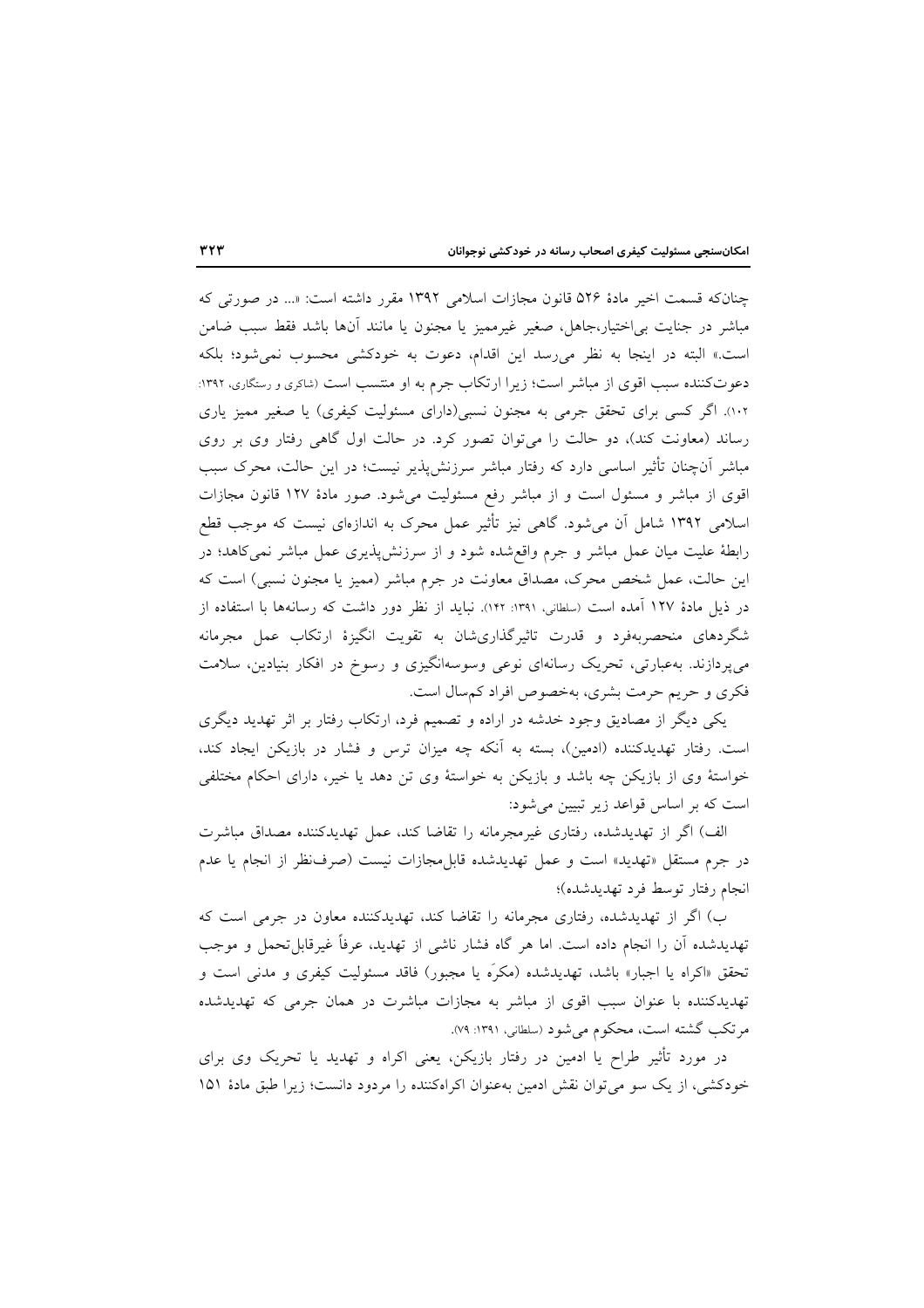چنان‌که قسمت اخیر مادۀ ۵۲۶ قانون مجازات اسلامی ۱۳۹۲ مقرر داشته است: «... در صورتی که مباشر در جنایت بی‌اختیار،جاهل، صغیر غیرممیز یا مجنون یا مانند آن‌ها باشد فقط سبب ضامن است.» البته در اینجا به نظر می‌رسد این اقدام، دعوت به خودکشی محسوب نمی‌شود؛ بلکه دعوت‌کننده سبب اقوی از مباشر است؛ زیرا ارتکاب جرم به او منتسب است (شاکری و رستگاری، ۱۳۹۲: ۱۰۲). اگر کسی برای تحقق جرمی به مجنون نسبی(دارای مسئولیت کیفری) یا صغیر ممیز یاری رساند (معاونت کند)، دو حالت را می‌توان تصور کرد. در حالت اول گاهی رفتار وی بر روی مباشر آن‌چنان تأثیر اساسی دارد که رفتار مباشر سرزنش‌پذیر نیست؛ در این حالت، محرک سبب اقوی از مباشر و مسئول است و از مباشر رفع مسئولیت می‌شود. صور مادۀ ۱۲۷ قانون مجازات اسلامی ۱۳۹۲ شامل آن می‌شود. گاهی نیز تأثیر عمل محرک به اندازه‌ای نیست که موجب قطع رابطۀ علیت میان عمل مباشر و جرم واقع‌شده شود و از سرزنش‌پذیری عمل مباشر نمی‌کاهد؛ در این حالت، عمل شخص محرک، مصداق معاونت در جرم مباشر (ممیز یا مجنون نسبی) است که در ذیل مادۀ ۱۲۷ آمده است (سلطانی، ۱۳۹۱: ۱۴۲). نباید از نظر دور داشت که رسانه‌ها با استفاده از شگردهای منحصربه‌فرد و قدرت تاثیرگذاری‌شان به تقویت انگیزۀ ارتکاب عمل مجرمانه می‌پردازند. به‌عبارتی، تحریک رسانه‌ای نوعی وسوسه‌انگیزی و رسوخ در افکار بنیادین، سلامت فکری و حریم حرمت بشری، به‌خصوص افراد کم‌سال است.

یکی دیگر از مصادیق وجود خدشه در اراده و تصمیم فرد، ارتکاب رفتار بر اثر تهدید دیگری است. رفتار تهدیدکننده (ادمین)، بسته به آنکه چه میزان ترس و فشار در بازیکن ایجاد کند، خواستۀ وی از بازیکن چه باشد و بازیکن به خواستۀ وی تن دهد یا خیر، دارای احکام مختلفی است که بر اساس قواعد زیر تبیین می‌شود:

الف) اگر از تهدیدشده، رفتاری غیرمجرمانه را تقاضا کند، عمل تهدیدکننده مصداق مباشرت در جرم مستقل «تهدید» است و عمل تهدیدشده قابل‌مجازات نیست (صرف‌نظر از انجام یا عدم انجام رفتار توسط فرد تهدیدشده)؛

ب) اگر از تهدیدشده، رفتاری مجرمانه را تقاضا کند، تهدیدکننده معاون در جرمی است که تهدیدشده آن را انجام داده است. اما هر گاه فشار ناشی از تهدید، عرفاً غیرقابل‌تحمل و موجب تحقق «اکراه یا اجبار» باشد، تهدیدشده (مکرَه یا مجبور) فاقد مسئولیت کیفری و مدنی است و تهدیدکننده با عنوان سبب اقوی از مباشر به مجازات مباشرت در همان جرمی که تهدیدشده مرتکب گشته است، محکوم می‌شود (سلطانی، ۱۳۹۱: ۷۹).

در مورد تأثیر طراح یا ادمین در رفتار بازیکن، یعنی اکراه و تهدید یا تحریک وی برای خودکشی، از یک سو می‌توان نقش ادمین به‌عنوان اکراه‌کننده را مردود دانست؛ زیرا طبق مادۀ ۱۵۱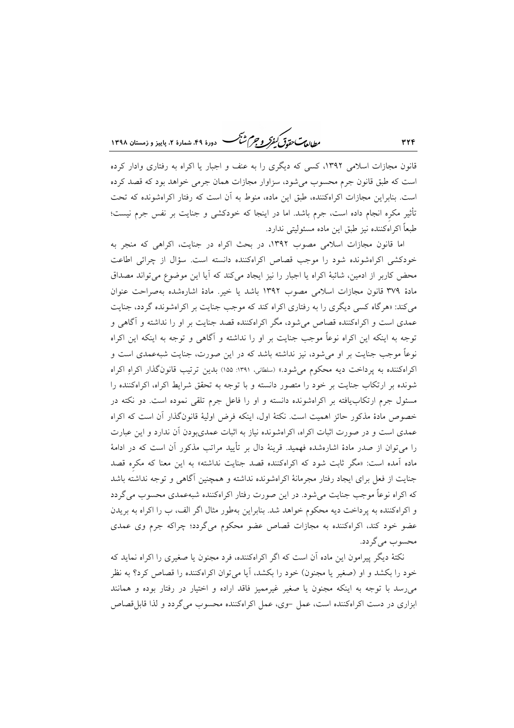قانون مجازات اسلامی ۱۳۹۲، کسی که دیگری را به عنف و اجبار یا اکراه به رفتاری وادار کرده است که طبق قانون جرم محسوب می‌شود، سزاوار مجازات همان جرمی خواهد بود که قصد کرده است. بنابراین مجازات اکراه‌کننده، طبق این ماده، منوط به آن است که رفتار اکراه‌شونده که تحت تأثیر مکرِه انجام داده است، جرم باشد. اما در اینجا که خودکشی و جنایت بر نفس جرم نیست؛ طبعاً اکراه‌کننده نیز طبق این ماده مسئولیتی ندارد.

اما قانون مجازات اسلامی مصوب ۱۳۹۲، در بحث اکراه در جنایت، اکراهی که منجر به خودکشی اکراه‌شونده شود را موجب قصاص اکراه‌کننده دانسته است. سؤال از چرائی اطاعت محض کاربر از ادمین، شائبهٔ اکراه یا اجبار را نیز ایجاد می‌کند که آیا این موضوع می‌تواند مصداق مادهٔ ۳۷۹ قانون مجازات اسلامی مصوب ۱۳۹۲ باشد یا خیر. مادهٔ اشاره‌شده به‌صراحت عنوان می‌کند: «هرگاه کسی دیگری را به رفتاری اکراه کند که موجب جنایت بر اکراه‌شونده گردد، جنایت عمدی است و اکراه‌کننده قصاص می‌شود، مگر اکراه‌کننده قصد جنایت بر او را نداشته و آگاهی و توجه به اینکه این اکراه نوعاً موجب جنایت بر او را نداشته و آگاهی و توجه به اینکه این اکراه نوعاً موجب جنایت بر او می‌شود، نیز نداشته باشد که در این صورت، جنایت شبه‌عمدی است و اکراه‌کننده به پرداخت دیه محکوم می‌شود.» (سلطانی، ۱۳۹۱: ۱۵۵) بدین ترتیب قانون‌گذار اکراهِ اکراه شونده بر ارتکاب جنایت بر خود را متصور دانسته و با توجه به تحقق شرایط اکراه، اکراه‌کننده را مسئول جرم ارتکاب‌یافته بر اکراه‌شونده دانسته و او را فاعل جرم تلقی نموده است. دو نکته در خصوص مادهٔ مذکور حائز اهمیت است. نکتهٔ اول، اینکه فرض اولیهٔ قانون‌گذار آن است که اکراه عمدی است و در صورت اثبات اکراه، اکراه‌شونده نیاز به اثبات عمدی‌بودن آن ندارد و این عبارت را می‌توان از صدر مادهٔ اشاره‌شده فهمید. قرینهٔ دال بر تأیید مراتب مذکور آن است که در ادامهٔ ماده آمده است: «مگر ثابت شود که اکراه‌کننده قصد جنایت نداشته» به این معنا که مکرِه قصد جنایت از فعل برای ایجاد رفتار مجرمانهٔ اکراه‌شونده نداشته و همچنین آگاهی و توجه نداشته باشد که اکراه نوعاً موجب جنایت می‌شود. در این صورت رفتار اکراه‌کننده شبه‌عمدی محسوب می‌گردد و اکراه‌کننده به پرداخت دیه محکوم خواهد شد. بنابراین به‌طور مثال اگر الف، ب را اکراه به بریدن عضو خود کند، اکراه‌کننده به مجازات قصاص عضو محکوم می‌گردد؛ چراکه جرم وی عمدی محسوب می‌گردد.

نکتهٔ دیگر پیرامون این ماده آن است که اگر اکراه‌کننده، فرد مجنون یا صغیری را اکراه نماید که خود را بکشد و او (صغیر یا مجنون) خود را بکشد، آیا می‌توان اکراه‌کننده را قصاص کرد؟ به نظر می‌رسد با توجه به اینکه مجنون یا صغیر غیرممیز فاقد اراده و اختیار در رفتار بوده و همانند ابزاری در دست اکراه‌کننده است، عمل –وی، عمل اکراه‌کننده محسوب می‌گردد و لذا قابل‌قصاص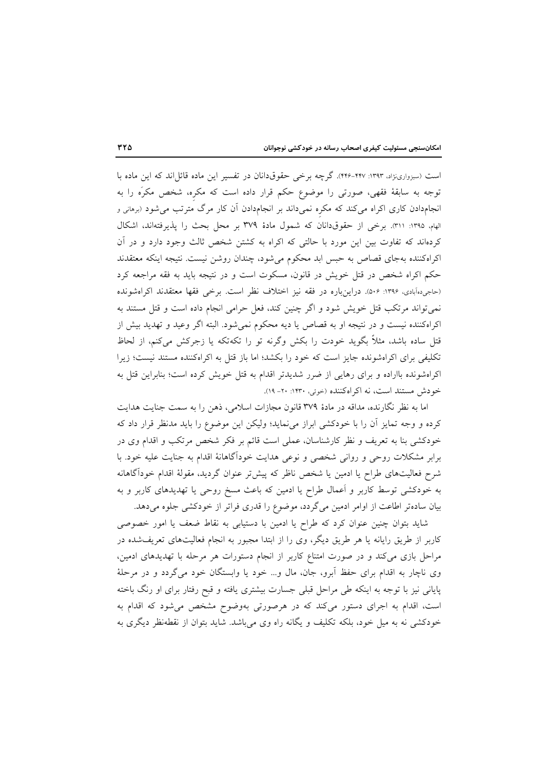است (سبزواری‌نژاد، ۱۳۹۳: ۴۴۷-۴۴۶). گرچه برخی حقوق‌دانان در تفسیر این ماده قائل‌اند که این ماده با توجه به سابقهٔ فقهی، صورتی را موضوع حکم قرار داده است که مکرِه، شخص مکرَه را به انجام‌دادن کاری اکراه می‌کند که مکرِه نمی‌داند بر انجام‌دادن آن کار مرگ مترتب می‌شود (برهانی و الهام، ۱۳۹۵: ۳۱۱). برخی از حقوق‌دانان که شمول مادهٔ ۳۷۹ بر محل بحث را پذیرفته‌اند، اشکال کرده‌اند که تفاوت بین این مورد با حالتی که اکراه به کشتن شخص ثالث وجود دارد و در آن اکراه‌کننده به‌جای قصاص به حبس ابد محکوم می‌شود، چندان روشن نیست. نتیجه اینکه معتقدند حکم اکراه شخص در قتل خویش در قانون، مسکوت است و در نتیجه باید به فقه مراجعه کرد (حاجی‌ده‌آبادی، ۱۳۹۶: ۵۰۶). دراین‌باره در فقه نیز اختلاف نظر است. برخی فقها معتقدند اکراه‌شونده نمی‌تواند مرتکب قتل خویش شود و اگر چنین کند، فعل حرامی انجام داده است و قتل مستند به اکراه‌کننده نیست و در نتیجه او به قصاص یا دیه محکوم نمی‌شود. البته اگر وعید و تهدید بیش از قتل ساده باشد، مثلاً بگوید خودت را بکش وگرنه تو را تکه‌تکه یا زجرکش می‌کنم، از لحاظ تکلیفی برای اکراه‌شونده جایز است که خود را بکشد؛ اما باز قتل به اکراه‌کننده مستند نیست؛ زیرا اکراه‌شونده بااراده و برای رهایی از ضرر شدیدتر اقدام به قتل خویش کرده است؛ بنابراین قتل به خودش مستند است، نه اکراه‌کننده (خوئی، ۱۴۳۰: ۲۰- ۱۹).

اما به نظر نگارنده، مداقه در مادهٔ ۳۷۹ قانون مجازات اسلامی، ذهن را به سمت جنایت هدایت کرده و وجه تمایز آن را با خودکشی ابراز می‌نماید؛ ولیکن این موضوع را باید مدنظر قرار داد که خودکشی بنا به تعریف و نظر کارشناسان، عملی است قائم بر فکر شخص مرتکب و اقدام وی در برابر مشکلات روحی و روانی شخصی و نوعی هدایت خودآگاهانهٔ اقدام به جنایت علیه خود. با شرح فعالیت‌های طراح یا ادمین یا شخص ناظر که پیش‌تر عنوان گردید، مقولهٔ اقدام خودآگاهانه به خودکشی توسط کاربر و اَعمال طراح یا ادمین که باعث مسخ روحی یا تهدیدهای کاربر و به بیان ساده‌تر اطاعت از اوامر ادمین می‌گردد، موضوع را قدری فراتر از خودکشی جلوه می‌دهد.

شاید بتوان چنین عنوان کرد که طراح یا ادمین با دستیابی به نقاط ضعف یا امور خصوصی کاربر از طریق رایانه یا هر طریق دیگر، وی را از ابتدا مجبور به انجام فعالیت‌های تعریف‌شده در مراحل بازی می‌کند و در صورت امتناع کاربر از انجام دستورات هر مرحله با تهدیدهای ادمین، وی ناچار به اقدام برای حفظ آبرو، جان، مال و... خود یا وابستگان خود می‌گردد و در مرحلهٔ پایانی نیز با توجه به اینکه طی مراحل قبلی جسارت بیشتری یافته و قبح رفتار برای او رنگ باخته است، اقدام به اجرای دستور می‌کند که در هرصورتی به‌وضوح مشخص می‌شود که اقدام به خودکشی نه به میل خود، بلکه تکلیف و یگانه راه وی می‌باشد. شاید بتوان از نقطه‌نظر دیگری به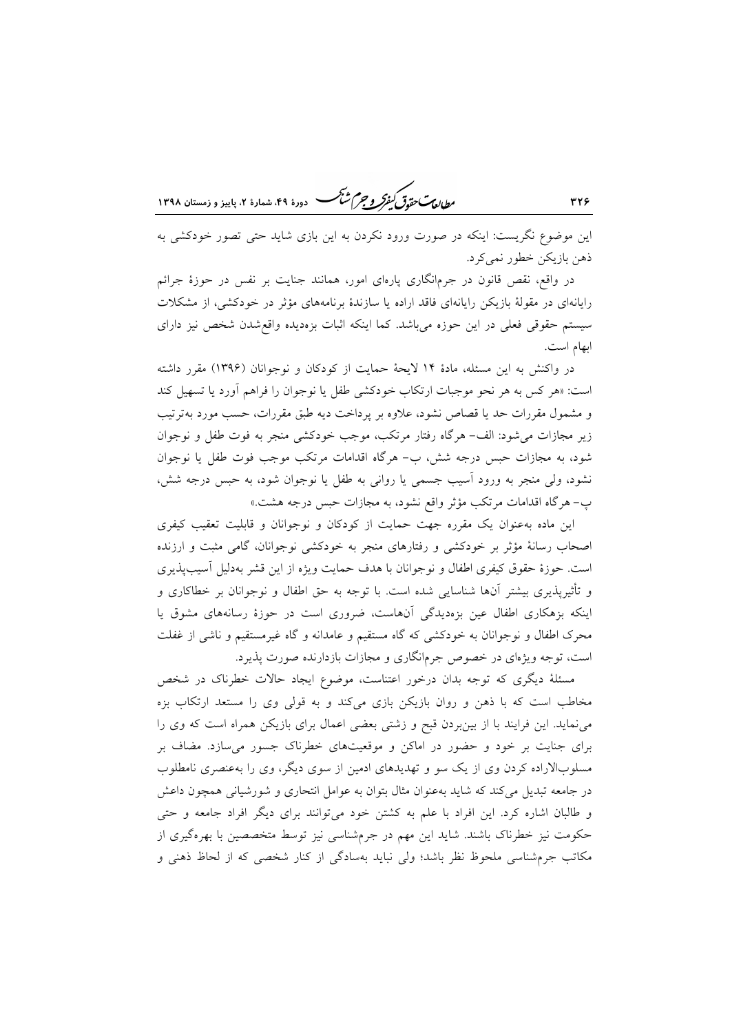این موضوع نگریست: اینکه در صورت ورود نکردن به این بازی شاید حتی تصور خودکشی به ذهن بازیکن خطور نمی‌کرد.

در واقع، نقص قانون در جرم‌انگاری پاره‌ای امور، همانند جنایت بر نفس در حوزهٔ جرائم رایانه‌ای در مقولهٔ بازیکن رایانه‌ای فاقد اراده یا سازندهٔ برنامه‌های مؤثر در خودکشی، از مشکلات سیستم حقوقی فعلی در این حوزه می‌باشد. کما اینکه اثبات بزه‌دیده واقع‌شدن شخص نیز دارای ابهام است.

در واکنش به این مسئله، مادهٔ ۱۴ لایحهٔ حمایت از کودکان و نوجوانان (۱۳۹۶) مقرر داشته است: «هر کس به هر نحو موجبات ارتکاب خودکشی طفل یا نوجوان را فراهم آورد یا تسهیل کند و مشمول مقررات حد یا قصاص نشود، علاوه بر پرداخت دیه طبق مقررات، حسب مورد به‌ترتیب زیر مجازات می‌شود: الف- هرگاه رفتار مرتکب، موجب خودکشی منجر به فوت طفل و نوجوان شود، به مجازات حبس درجه شش، ب- هرگاه اقدامات مرتکب موجب فوت طفل یا نوجوان نشود، ولی منجر به ورود آسیب جسمی یا روانی به طفل یا نوجوان شود، به حبس درجه شش، پ- هرگاه اقدامات مرتکب مؤثر واقع نشود، به مجازات حبس درجه هشت.»

این ماده به‌عنوان یک مقرره جهت حمایت از کودکان و نوجوانان و قابلیت تعقیب کیفری اصحاب رسانهٔ مؤثر بر خودکشی و رفتارهای منجر به خودکشی نوجوانان، گامی مثبت و ارزنده است. حوزهٔ حقوق کیفری اطفال و نوجوانان با هدف حمایت ویژه از این قشر به‌دلیل آسیب‌پذیری و تأثیرپذیری بیشتر آن‌ها شناسایی شده است. با توجه به حق اطفال و نوجوانان بر خطاکاری و اینکه بزهکاری اطفال عین بزه‌دیدگی آن‌هاست، ضروری است در حوزهٔ رسانه‌های مشوق یا محرک اطفال و نوجوانان به خودکشی که گاه مستقیم و عامدانه و گاه غیرمستقیم و ناشی از غفلت است، توجه ویژه‌ای در خصوص جرم‌انگاری و مجازات بازدارنده صورت پذیرد.

مسئلهٔ دیگری که توجه بدان درخور اعتناست، موضوع ایجاد حالات خطرناک در شخص مخاطب است که با ذهن و روان بازیکن بازی می‌کند و به قولی وی را مستعد ارتکاب بزه می‌نماید. این فرایند با از بین‌بردن قبح و زشتی بعضی اعمال برای بازیکن همراه است که وی را برای جنایت بر خود و حضور در اماکن و موقعیت‌های خطرناک جسور می‌سازد. مضاف بر مسلوب‌الاراده کردن وی از یک سو و تهدیدهای ادمین از سوی دیگر، وی را به‌عنصری نامطلوب در جامعه تبدیل می‌کند که شاید به‌عنوان مثال بتوان به عوامل انتحاری و شورشیانی همچون داعش و طالبان اشاره کرد. این افراد با علم به کشتن خود می‌توانند برای دیگر افراد جامعه و حتی حکومت نیز خطرناک باشند. شاید این مهم در جرم‌شناسی نیز توسط متخصصین با بهره‌گیری از مکاتب جرم‌شناسی ملحوظ نظر باشد؛ ولی نباید به‌سادگی از کنار شخصی که از لحاظ ذهنی و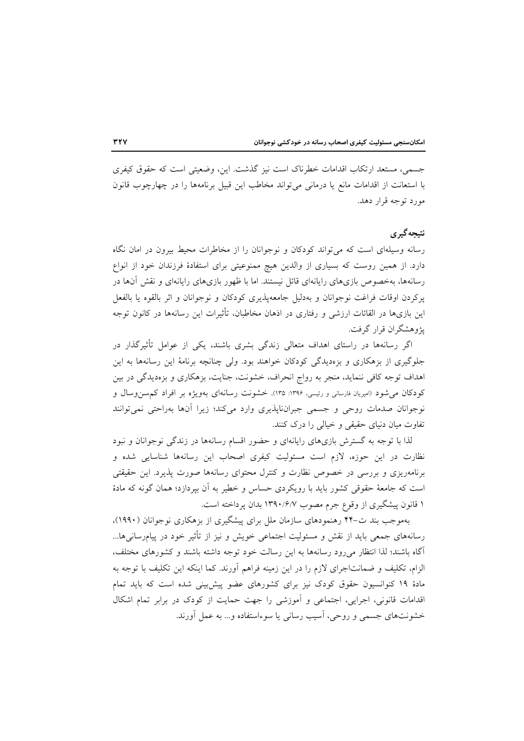جسمی، مستعد ارتکاب اقدامات خطرناک است نیز گذشت. این، وضعیتی است که حقوق کیفری با استعانت از اقدامات مانع یا درمانی می‌تواند مخاطب این قبیل برنامه‌ها را در چهارچوب قانون مورد توجه قرار دهد.

## نتیجه‌گیری

رسانه وسیله‌ای است که می‌تواند کودکان و نوجوانان را از مخاطرات محیط بیرون در امان نگاه دارد. از همین روست که بسیاری از والدین هیچ ممنوعیتی برای استفادهٔ فرزندان خود از انواع رسانه‌ها، به‌خصوص بازی‌های رایانه‌ای قائل نیستند. اما با ظهور بازی‌های رایانه‌ای و نقش آن‌ها در پرکردن اوقات فراغت نوجوانان و به‌دلیل جامعه‌پذیری کودکان و نوجوانان و اثر بالقوه یا بالفعل این بازی‌ها در القائات ارزشی و رفتاری در اذهان مخاطبان، تأثیرات این رسانه‌ها در کانون توجه پژوهشگران قرار گرفت.

اگر رسانه‌ها در راستای اهداف متعالی زندگی بشری باشند، یکی از عوامل تأثیرگذار در جلوگیری از بزهکاری و بزه‌دیدگی کودکان خواهند بود. ولی چنانچه برنامهٔ این رسانه‌ها به این اهداف توجه کافی ننماید، منجر به رواج انحراف، خشونت، جنایت، بزهکاری و بزه‌دیدگی در بین کودکان می‌شود (امیریان فارسانی و رئیسی، ۱۳۹۶: ۱۳۵). خشونت رسانه‌ای به‌ویژه بر افراد کم‌سن‌وسال و نوجوانان صدمات روحی و جسمی جبران‌ناپذیری وارد می‌کند؛ زیرا آن‌ها به‌راحتی نمی‌توانند تفاوت میان دنیای حقیقی و خیالی را درک کنند.

لذا با توجه به گسترش بازی‌های رایانه‌ای و حضور اقسام رسانه‌ها در زندگی نوجوانان و نبود نظارت در این حوزه، لازم است مسئولیت کیفری اصحاب این رسانه‌ها شناسایی شده و برنامه‌ریزی و بررسی در خصوص نظارت و کنترل محتوای رسانه‌ها صورت پذیرد. این حقیقتی است که جامعهٔ حقوقی کشور باید با رویکردی حساس و خطیر به آن بپردازد؛ همان گونه که مادهٔ ۱ قانون پیشگیری از وقوع جرم مصوب ۱۳۹۰/۶/۷ بدان پرداخته است.

به‌موجب بند ت-۴۴ رهنمودهای سازمان ملل برای پیشگیری از بزهکاری نوجوانان (۱۹۹۰)، رسانه‌های جمعی باید از نقش و مسئولیت اجتماعی خویش و نیز از تأثیر خود در پیام‌رسانی‌ها... آگاه باشند؛ لذا انتظار می‌رود رسانه‌ها به این رسالت خود توجه داشته باشند و کشورهای مختلف، الزام، تکلیف و ضمانت‌اجرای لازم را در این زمینه فراهم آورند. کما اینکه این تکلیف با توجه به مادهٔ ۱۹ کنوانسیون حقوق کودک نیز برای کشورهای عضو پیش‌بینی شده است که باید تمام اقدامات قانونی، اجرایی، اجتماعی و آموزشی را جهت حمایت از کودک در برابر تمام اشکال خشونت‌های جسمی و روحی، آسیب رسانی یا سوءاستفاده و... به عمل آورند.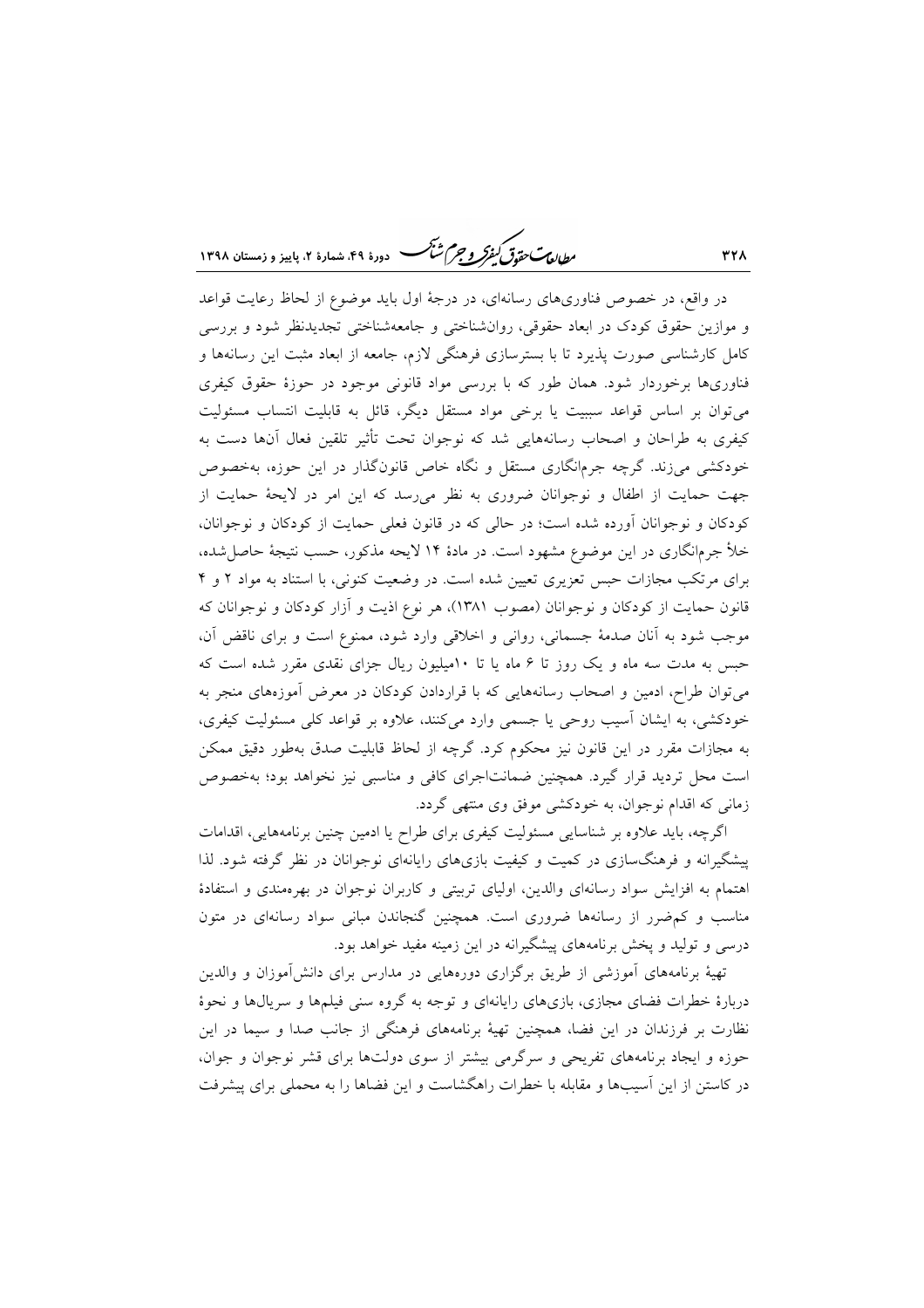در واقع، در خصوص فناوری‌های رسانه‌ای، در درجهٔ اول باید موضوع از لحاظ رعایت قواعد و موازین حقوق کودک در ابعاد حقوقی، روانشناختی و جامعه‌شناختی تجدیدنظر شود و بررسی کامل کارشناسی صورت پذیرد تا با بسترسازی فرهنگی لازم، جامعه از ابعاد مثبت این رسانه‌ها و فناوری‌ها برخوردار شود. همان طور که با بررسی مواد قانونی موجود در حوزهٔ حقوق کیفری می‌توان بر اساس قواعد سببیت یا برخی مواد مستقل دیگر، قائل به قابلیت انتساب مسئولیت کیفری به طراحان و اصحاب رسانه‌هایی شد که نوجوان تحت تأثیر تلقین فعال آن‌ها دست به خودکشی می‌زند. گرچه جرم‌انگاری مستقل و نگاه خاص قانون‌گذار در این حوزه، به‌خصوص جهت حمایت از اطفال و نوجوانان ضروری به نظر می‌رسد که این امر در لایحهٔ حمایت از کودکان و نوجوانان آورده شده است؛ در حالی که در قانون فعلی حمایت از کودکان و نوجوانان، خلأ جرم‌انگاری در این موضوع مشهود است. در مادهٔ ۱۴ لایحه مذکور، حسب نتیجهٔ حاصل‌شده، برای مرتکب مجازات حبس تعزیری تعیین شده است. در وضعیت کنونی، با استناد به مواد ۲ و ۴ قانون حمایت از کودکان و نوجوانان (مصوب ۱۳۸۱)، هر نوع اذیت و آزار کودکان و نوجوانان که موجب شود به آنان صدمهٔ جسمانی، روانی و اخلاقی وارد شود، ممنوع است و برای ناقض آن، حبس به مدت سه ماه و یک روز تا ۶ ماه یا تا ۱۰میلیون ریال جزای نقدی مقرر شده است که می‌توان طراح، ادمین و اصحاب رسانه‌هایی که با قراردادن کودکان در معرض آموزه‌های منجر به خودکشی، به ایشان آسیب روحی یا جسمی وارد می‌کنند، علاوه بر قواعد کلی مسئولیت کیفری، به مجازات مقرر در این قانون نیز محکوم کرد. گرچه از لحاظ قابلیت صدق به‌طور دقیق ممکن است محل تردید قرار گیرد. همچنین ضمانت‌اجرای کافی و مناسبی نیز نخواهد بود؛ به‌خصوص زمانی که اقدام نوجوان، به خودکشی موفق وی منتهی گردد.

اگرچه، باید علاوه بر شناسایی مسئولیت کیفری برای طراح یا ادمین چنین برنامه‌هایی، اقدامات پیشگیرانه و فرهنگ‌سازی در کمیت و کیفیت بازی‌های رایانه‌ای نوجوانان در نظر گرفته شود. لذا اهتمام به افزایش سواد رسانه‌ای والدین، اولیای تربیتی و کاربران نوجوان در بهره‌مندی و استفادهٔ مناسب و کم‌ضرر از رسانه‌ها ضروری است. همچنین گنجاندن مبانی سواد رسانه‌ای در متون درسی و تولید و پخش برنامه‌های پیشگیرانه در این زمینه مفید خواهد بود.

تهیهٔ برنامه‌های آموزشی از طریق برگزاری دوره‌هایی در مدارس برای دانش‌آموزان و والدین دربارهٔ خطرات فضای مجازی، بازی‌های رایانه‌ای و توجه به گروه سنی فیلم‌ها و سریال‌ها و نحوهٔ نظارت بر فرزندان در این فضا، همچنین تهیهٔ برنامه‌های فرهنگی از جانب صدا و سیما در این حوزه و ایجاد برنامه‌های تفریحی و سرگرمی بیشتر از سوی دولت‌ها برای قشر نوجوان و جوان، در کاستن از این آسیب‌ها و مقابله با خطرات راهگشاست و این فضاها را به محملی برای پیشرفت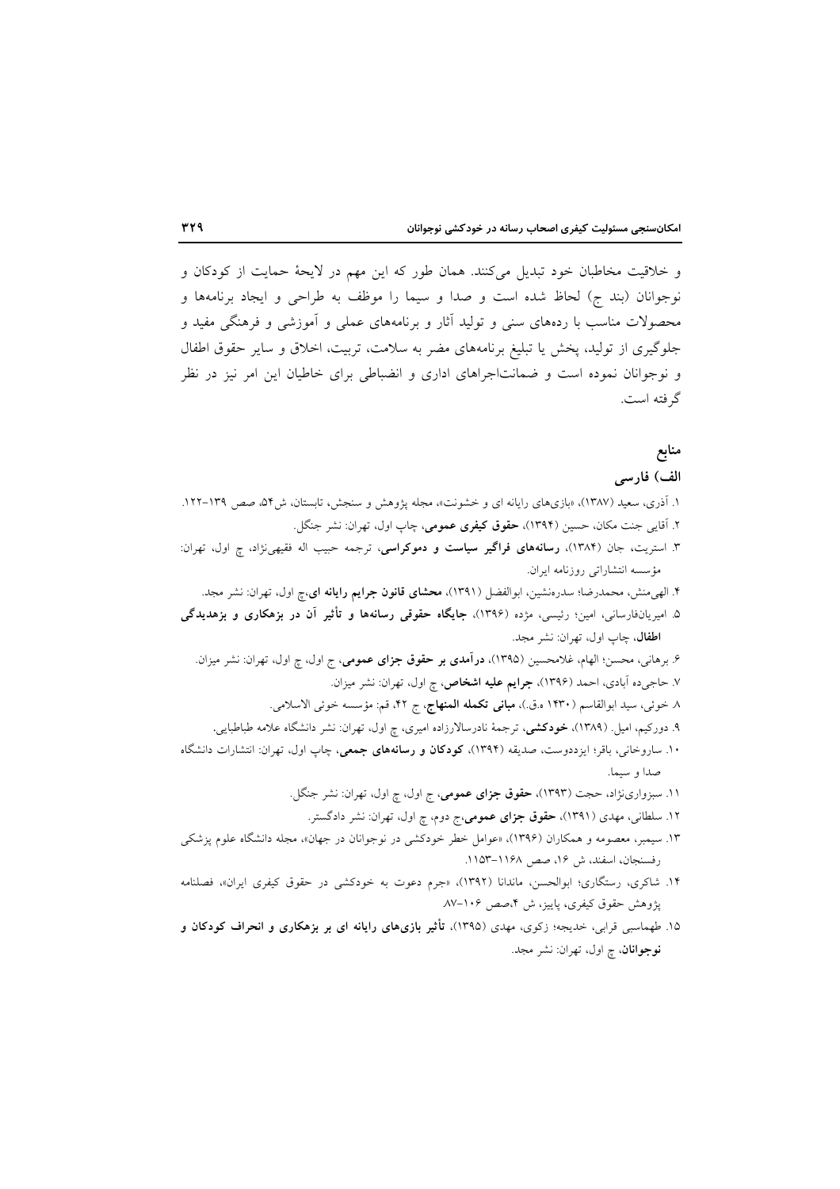و خلاقیت مخاطبان خود تبدیل می‌کنند. همان طور که این مهم در لایحهٔ حمایت از کودکان و نوجوانان (بند ج) لحاظ شده است و صدا و سیما را موظف به طراحی و ایجاد برنامه‌ها و محصولات مناسب با رده‌های سنی و تولید آثار و برنامه‌های عملی و آموزشی و فرهنگی مفید و جلوگیری از تولید، پخش یا تبلیغ برنامه‌های مضر به سلامت، تربیت، اخلاق و سایر حقوق اطفال و نوجوانان نموده است و ضمانت‌اجراهای اداری و انضباطی برای خاطیان این امر نیز در نظر گرفته است.

## منابع

### الف) فارسی

۱. آذری، سعید (۱۳۸۷)، «بازی‌های رایانه ای و خشونت»، مجله پژوهش و سنجش، تابستان، ش۵۴، صص ۱۳۹-۱۲۲.

۲. آقایی جنت مکان، حسین (۱۳۹۴)، **حقوق کیفری عمومی**، چاپ اول، تهران: نشر جنگل.

۳. استریت، جان (۱۳۸۴)، **رسانه‌های فراگیر سیاست و دموکراسی**، ترجمه حبیب اله فقیهی‌نژاد، چ اول، تهران: مؤسسه انتشاراتی روزنامه ایران.

۴. الهی‌منش، محمدرضا؛ سدره‌نشین، ابوالفضل (۱۳۹۱)، **محشای قانون جرایم رایانه ای**،چ اول، تهران: نشر مجد.

۵. امیریان‌فارسانی، امین؛ رئیسی، مژده (۱۳۹۶)، **جایگاه حقوقی رسانه‌ها و تأثیر آن در بزهکاری و بزهدیدگی اطفال**، چاپ اول، تهران: نشر مجد.

۶. برهانی، محسن؛ الهام، غلامحسین (۱۳۹۵)، **درآمدی بر حقوق جزای عمومی**، ج اول، چ اول، تهران: نشر میزان.

۷. حاجی‌ده آبادی، احمد (۱۳۹۶)، **جرایم علیه اشخاص**، چ اول، تهران: نشر میزان.

۸. خوئی، سید ابوالقاسم (۱۴۳۰ ه.ق.)، **مبانی تکمله المنهاج**، ج ۴۲، قم: مؤسسه خوئی الاسلامی.

۹. دورکیم، امیل. (۱۳۸۹)، **خودکشی**، ترجمهٔ نادرسالارزاده امیری، چ اول، تهران: نشر دانشگاه علامه طباطبایی.

۱۰. ساروخانی، باقر؛ ایزددوست، صدیقه (۱۳۹۴)، **کودکان و رسانه‌های جمعی**، چاپ اول، تهران: انتشارات دانشگاه صدا و سیما.

۱۱. سبزواری‌نژاد، حجت (۱۳۹۳)، **حقوق جزای عمومی**، ج اول، چ اول، تهران: نشر جنگل.

۱۲. سلطانی، مهدی (۱۳۹۱)، **حقوق جزای عمومی**،ج دوم، چ اول، تهران: نشر دادگستر.

۱۳. سیمبر، معصومه و همکاران (۱۳۹۶)، «عوامل خطر خودکشی در نوجوانان در جهان»، مجله دانشگاه علوم پزشکی رفسنجان، اسفند، ش ۱۶، صص ۱۱۶۸-۱۱۵۳.

۱۴. شاکری، رستگاری؛ ابوالحسن، ماندانا (۱۳۹۲)، «جرم دعوت به خودکشی در حقوق کیفری ایران»، فصلنامه پژوهش حقوق کیفری، پاییز، ش ۴،صص ۱۰۶-۸۷.

۱۵. طهماسبی قرابی، خدیجه؛ زکوی، مهدی (۱۳۹۵)، **تأثیر بازی‌های رایانه ای بر بزهکاری و انحراف کودکان و نوجوانان**، چ اول، تهران: نشر مجد.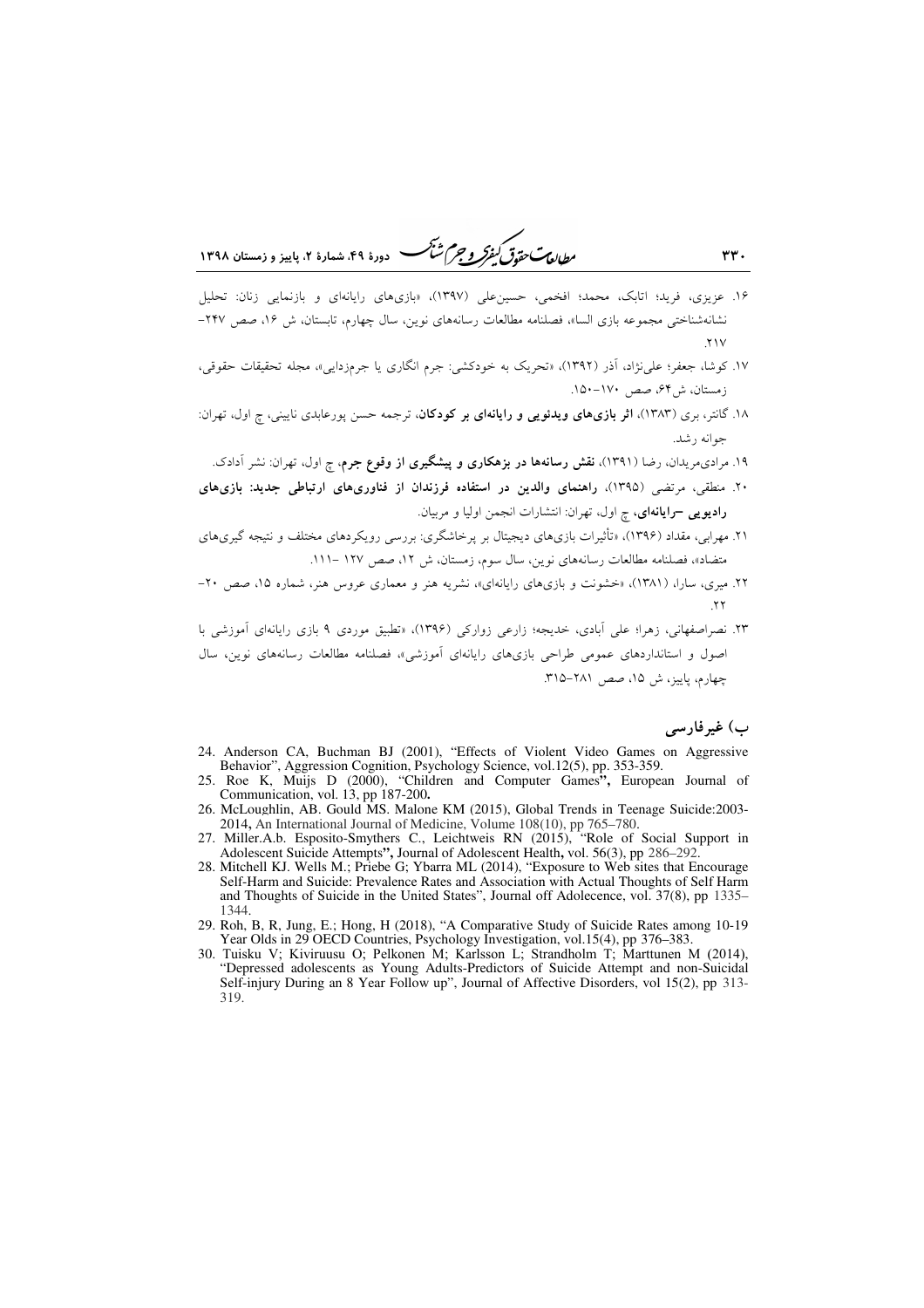۱۶. عزیزی، فرید؛ اتابک، محمد؛ افخمی، حسین‌علی (۱۳۹۷)، «بازی‌های رایانه‌ای و بازنمایی زنان: تحلیل نشانه‌شناختی مجموعه بازی السا»، فصلنامه مطالعات رسانه‌های نوین، سال چهارم، تابستان، ش ۱۶، صص ۲۴۷-۲۱۷.

۱۷. کوشا، جعفر؛ علی‌نژاد، آذر (۱۳۹۲)، «تحریک به خودکشی: جرم انگاری یا جرم‌زدایی»، مجله تحقیقات حقوقی، زمستان، ش ۶۴، صص ۱۷۰-۱۵۰.

۱۸. گانتر، بری (۱۳۸۳)، **اثر بازی‌های ویدئویی و رایانه‌ای بر کودکان**، ترجمه حسن پورعابدی ناییینی، چ اول، تهران: جوانه رشد.

۱۹. مرادی‌مریدان، رضا (۱۳۹۱)، **نقش رسانه‌ها در بزهکاری و پیشگیری از وقوع جرم**، چ اول، تهران: نشر آدادک.

۲۰. منطقی، مرتضی (۱۳۹۵)، **راهنمای والدین در استفاده فرزندان از فناوری‌های ارتباطی جدید: بازی‌های رادیویی -رایانه‌ای**، چ اول، تهران: انتشارات انجمن اولیا و مربیان.

۲۱. مهرابی، مقداد (۱۳۹۶)، «تأثیرات بازی‌های دیجیتال بر پرخاشگری: بررسی رویکردهای مختلف و نتیجه گیری‌های متضاد»، فصلنامه مطالعات رسانه‌های نوین، سال سوم، زمستان، ش ۱۲، صص ۱۲۷ -۱۱۱.

۲۲. میری، سارا، (۱۳۸۱)، «خشونت و بازی‌های رایانه‌ای»، نشریه هنر و معماری عروس هنر، شماره ۱۵، صص ۲۰-۲۲.

۲۳. نصراصفهانی، زهرا؛ علی آبادی، خدیجه؛ زارعی زوارکی (۱۳۹۶)، «تطبیق موردی ۹ بازی رایانه‌ای آموزشی با اصول و استانداردهای عمومی طراحی بازی‌های رایانه‌ای آموزشی»، فصلنامه مطالعات رسانه‌های نوین، سال چهارم، پاییز، ش ۱۵، صص ۲۸۱-۳۱۵.

## ب) غیرفارسی

24. Anderson CA, Buchman BJ (2001), "Effects of Violent Video Games on Aggressive Behavior", Aggression Cognition, Psychology Science, vol.12(5), pp. 353-359.
25. Roe K, Muijs D (2000), "Children and Computer Games", European Journal of Communication, vol. 13, pp 187-200.
26. McLoughlin, AB. Gould MS. Malone KM (2015), Global Trends in Teenage Suicide:2003-2014, An International Journal of Medicine, Volume 108(10), pp 765–780.
27. Miller.A.b. Esposito-Smythers C., Leichtweis RN (2015), "Role of Social Support in Adolescent Suicide Attempts", Journal of Adolescent Health, vol. 56(3), pp 286–292.
28. Mitchell KJ. Wells M.; Priebe G; Ybarra ML (2014), "Exposure to Web sites that Encourage Self-Harm and Suicide: Prevalence Rates and Association with Actual Thoughts of Self Harm and Thoughts of Suicide in the United States", Journal off Adolecence, vol. 37(8), pp 1335–1344.
29. Roh, B, R, Jung, E.; Hong, H (2018), "A Comparative Study of Suicide Rates among 10-19 Year Olds in 29 OECD Countries, Psychology Investigation, vol.15(4), pp 376–383.
30. Tuisku V; Kiviruusu O; Pelkonen M; Karlsson L; Strandholm T; Marttunen M (2014), "Depressed adolescents as Young Adults-Predictors of Suicide Attempt and non-Suicidal Self-injury During an 8 Year Follow up", Journal of Affective Disorders, vol 15(2), pp 313-319.